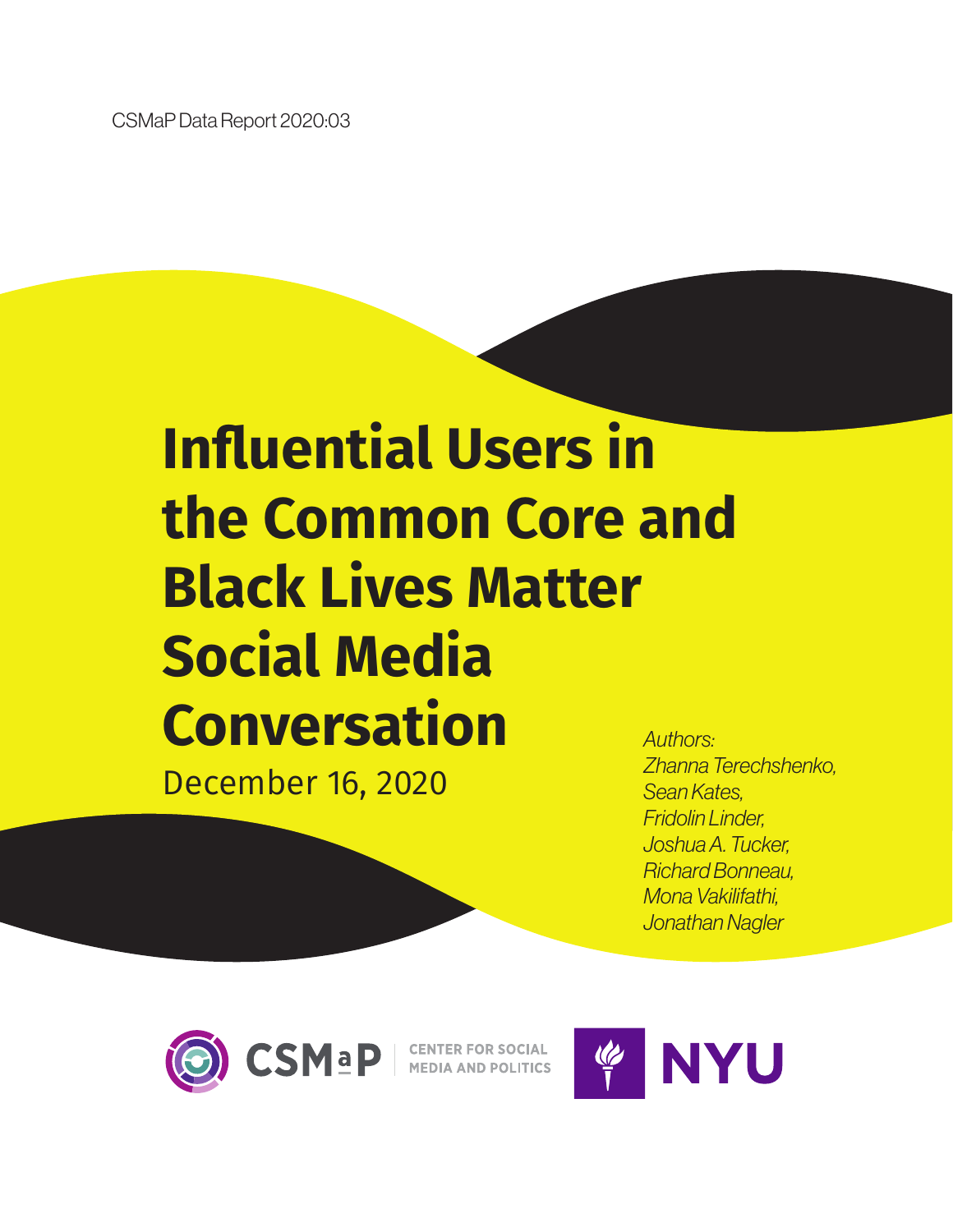CSMaP Data Report 2020:03

# Influential Users in the Common Core and Black Lives Matter Social Media Conversation

December 16, 2020

*Authors:*
*Zhanna Terechshenko,*
*Sean Kates,*
*Fridolin Linder,*
*Joshua A. Tucker,*
*Richard Bonneau,*
*Mona Vakilifathi,*
*Jonathan Nagler*

CSMaP | CENTER FOR SOCIAL MEDIA AND POLITICS

NYU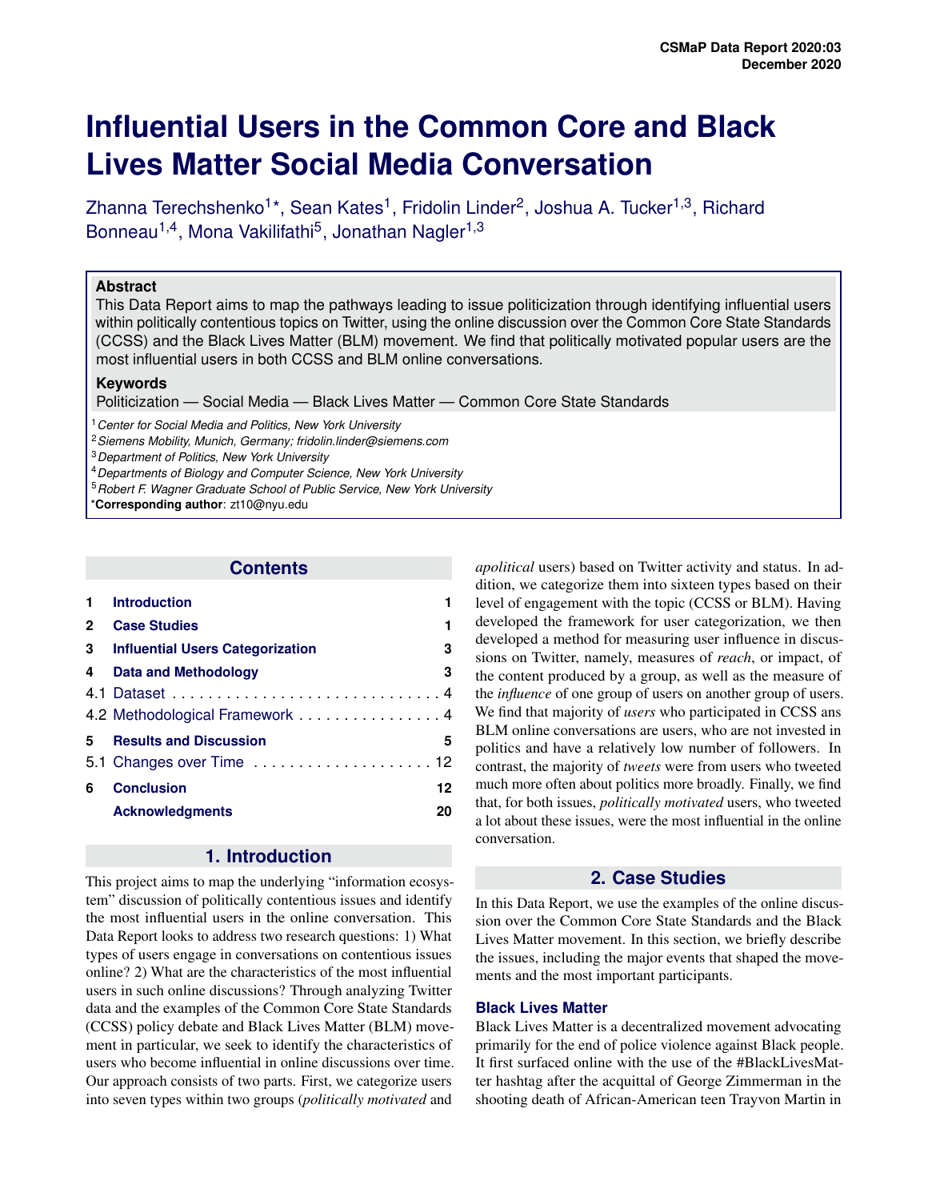CSMaP Data Report 2020:03
December 2020

# Influential Users in the Common Core and Black Lives Matter Social Media Conversation

Zhanna Terechshenko[1]*, Sean Kates[1], Fridolin Linder[2], Joshua A. Tucker[1,3], Richard Bonneau[1,4], Mona Vakilifathi[5], Jonathan Nagler[1,3]

**Abstract**

This Data Report aims to map the pathways leading to issue politicization through identifying influential users within politically contentious topics on Twitter, using the online discussion over the Common Core State Standards (CCSS) and the Black Lives Matter (BLM) movement. We find that politically motivated popular users are the most influential users in both CCSS and BLM online conversations.

**Keywords**

Politicization — Social Media — Black Lives Matter — Common Core State Standards

[1] *Center for Social Media and Politics, New York University*
[2] *Siemens Mobility, Munich, Germany; fridolin.linder@siemens.com*
[3] *Department of Politics, New York University*
[4] *Departments of Biology and Computer Science, New York University*
[5] *Robert F. Wagner Graduate School of Public Service, New York University*
***Corresponding author**: zt10@nyu.edu

## Contents

| | | |
|---|---|---|
| **1** | **Introduction** | **1** |
| **2** | **Case Studies** | **1** |
| **3** | **Influential Users Categorization** | **3** |
| **4** | **Data and Methodology** | **3** |
| 4.1 | Dataset | 4 |
| 4.2 | Methodological Framework | 4 |
| **5** | **Results and Discussion** | **5** |
| 5.1 | Changes over Time | 12 |
| **6** | **Conclusion** | **12** |
| | **Acknowledgments** | **20** |

## 1. Introduction

This project aims to map the underlying "information ecosystem" discussion of politically contentious issues and identify the most influential users in the online conversation. This Data Report looks to address two research questions: 1) What types of users engage in conversations on contentious issues online? 2) What are the characteristics of the most influential users in such online discussions? Through analyzing Twitter data and the examples of the Common Core State Standards (CCSS) policy debate and Black Lives Matter (BLM) movement in particular, we seek to identify the characteristics of users who become influential in online discussions over time. Our approach consists of two parts. First, we categorize users into seven types within two groups (*politically motivated* and *apolitical* users) based on Twitter activity and status. In addition, we categorize them into sixteen types based on their level of engagement with the topic (CCSS or BLM). Having developed the framework for user categorization, we then developed a method for measuring user influence in discussions on Twitter, namely, measures of *reach*, or impact, of the content produced by a group, as well as the measure of the *influence* of one group of users on another group of users. We find that majority of *users* who participated in CCSS ans BLM online conversations are users, who are not invested in politics and have a relatively low number of followers. In contrast, the majority of *tweets* were from users who tweeted much more often about politics more broadly. Finally, we find that, for both issues, *politically motivated* users, who tweeted a lot about these issues, were the most influential in the online conversation.

## 2. Case Studies

In this Data Report, we use the examples of the online discussion over the Common Core State Standards and the Black Lives Matter movement. In this section, we briefly describe the issues, including the major events that shaped the movements and the most important participants.

### Black Lives Matter

Black Lives Matter is a decentralized movement advocating primarily for the end of police violence against Black people. It first surfaced online with the use of the #BlackLivesMatter hashtag after the acquittal of George Zimmerman in the shooting death of African-American teen Trayvon Martin in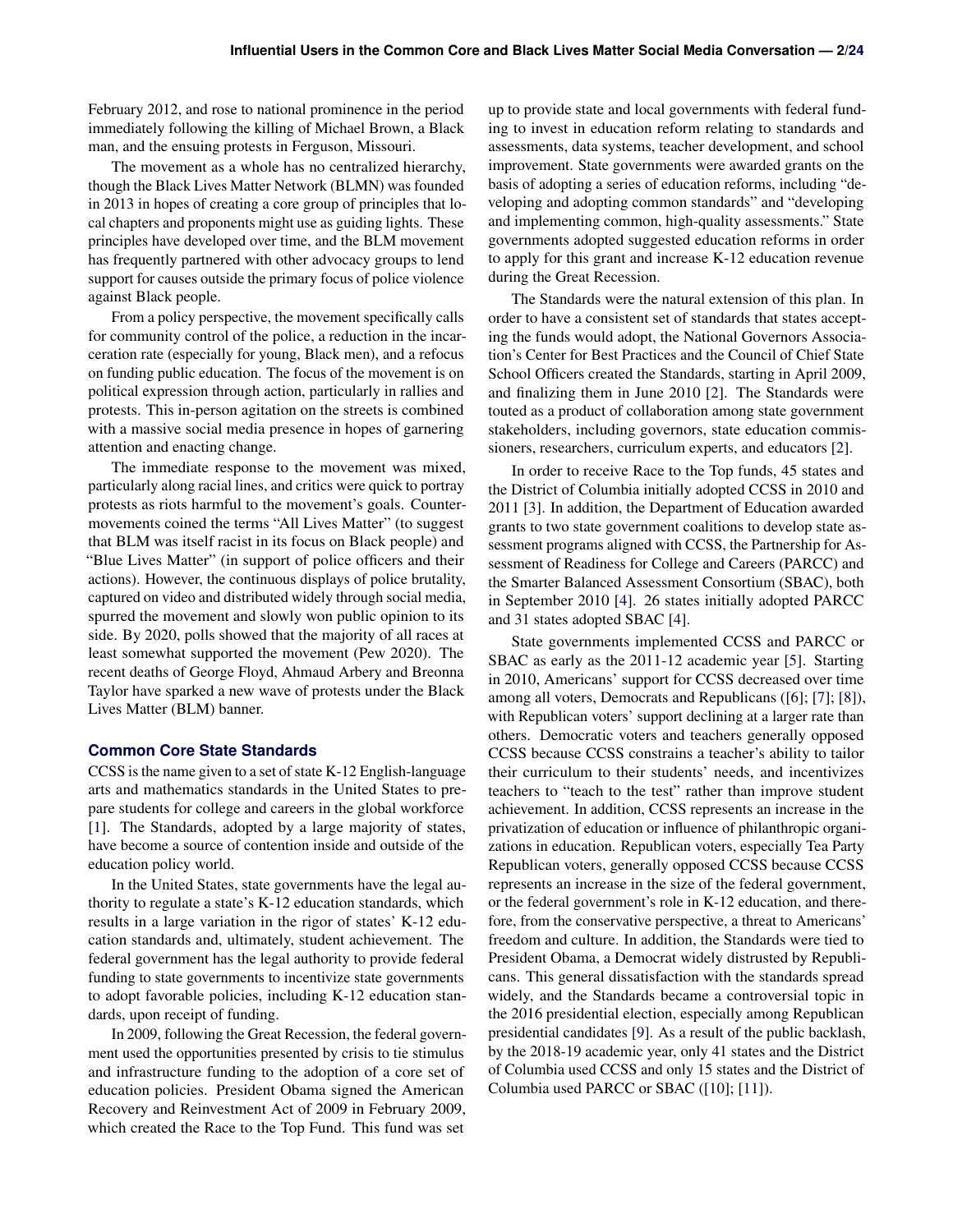February 2012, and rose to national prominence in the period immediately following the killing of Michael Brown, a Black man, and the ensuing protests in Ferguson, Missouri.

The movement as a whole has no centralized hierarchy, though the Black Lives Matter Network (BLMN) was founded in 2013 in hopes of creating a core group of principles that local chapters and proponents might use as guiding lights. These principles have developed over time, and the BLM movement has frequently partnered with other advocacy groups to lend support for causes outside the primary focus of police violence against Black people.

From a policy perspective, the movement specifically calls for community control of the police, a reduction in the incarceration rate (especially for young, Black men), and a refocus on funding public education. The focus of the movement is on political expression through action, particularly in rallies and protests. This in-person agitation on the streets is combined with a massive social media presence in hopes of garnering attention and enacting change.

The immediate response to the movement was mixed, particularly along racial lines, and critics were quick to portray protests as riots harmful to the movement's goals. Countermovements coined the terms "All Lives Matter" (to suggest that BLM was itself racist in its focus on Black people) and "Blue Lives Matter" (in support of police officers and their actions). However, the continuous displays of police brutality, captured on video and distributed widely through social media, spurred the movement and slowly won public opinion to its side. By 2020, polls showed that the majority of all races at least somewhat supported the movement (Pew 2020). The recent deaths of George Floyd, Ahmaud Arbery and Breonna Taylor have sparked a new wave of protests under the Black Lives Matter (BLM) banner.

### Common Core State Standards

CCSS is the name given to a set of state K-12 English-language arts and mathematics standards in the United States to prepare students for college and careers in the global workforce [1]. The Standards, adopted by a large majority of states, have become a source of contention inside and outside of the education policy world.

In the United States, state governments have the legal authority to regulate a state's K-12 education standards, which results in a large variation in the rigor of states' K-12 education standards and, ultimately, student achievement. The federal government has the legal authority to provide federal funding to state governments to incentivize state governments to adopt favorable policies, including K-12 education standards, upon receipt of funding.

In 2009, following the Great Recession, the federal government used the opportunities presented by crisis to tie stimulus and infrastructure funding to the adoption of a core set of education policies. President Obama signed the American Recovery and Reinvestment Act of 2009 in February 2009, which created the Race to the Top Fund. This fund was set up to provide state and local governments with federal funding to invest in education reform relating to standards and assessments, data systems, teacher development, and school improvement. State governments were awarded grants on the basis of adopting a series of education reforms, including "developing and adopting common standards" and "developing and implementing common, high-quality assessments." State governments adopted suggested education reforms in order to apply for this grant and increase K-12 education revenue during the Great Recession.

The Standards were the natural extension of this plan. In order to have a consistent set of standards that states accepting the funds would adopt, the National Governors Association's Center for Best Practices and the Council of Chief State School Officers created the Standards, starting in April 2009, and finalizing them in June 2010 [2]. The Standards were touted as a product of collaboration among state government stakeholders, including governors, state education commissioners, researchers, curriculum experts, and educators [2].

In order to receive Race to the Top funds, 45 states and the District of Columbia initially adopted CCSS in 2010 and 2011 [3]. In addition, the Department of Education awarded grants to two state government coalitions to develop state assessment programs aligned with CCSS, the Partnership for Assessment of Readiness for College and Careers (PARCC) and the Smarter Balanced Assessment Consortium (SBAC), both in September 2010 [4]. 26 states initially adopted PARCC and 31 states adopted SBAC [4].

State governments implemented CCSS and PARCC or SBAC as early as the 2011-12 academic year [5]. Starting in 2010, Americans' support for CCSS decreased over time among all voters, Democrats and Republicans ([6]; [7]; [8]), with Republican voters' support declining at a larger rate than others. Democratic voters and teachers generally opposed CCSS because CCSS constrains a teacher's ability to tailor their curriculum to their students' needs, and incentivizes teachers to "teach to the test" rather than improve student achievement. In addition, CCSS represents an increase in the privatization of education or influence of philanthropic organizations in education. Republican voters, especially Tea Party Republican voters, generally opposed CCSS because CCSS represents an increase in the size of the federal government, or the federal government's role in K-12 education, and therefore, from the conservative perspective, a threat to Americans' freedom and culture. In addition, the Standards were tied to President Obama, a Democrat widely distrusted by Republicans. This general dissatisfaction with the standards spread widely, and the Standards became a controversial topic in the 2016 presidential election, especially among Republican presidential candidates [9]. As a result of the public backlash, by the 2018-19 academic year, only 41 states and the District of Columbia used CCSS and only 15 states and the District of Columbia used PARCC or SBAC ([10]; [11]).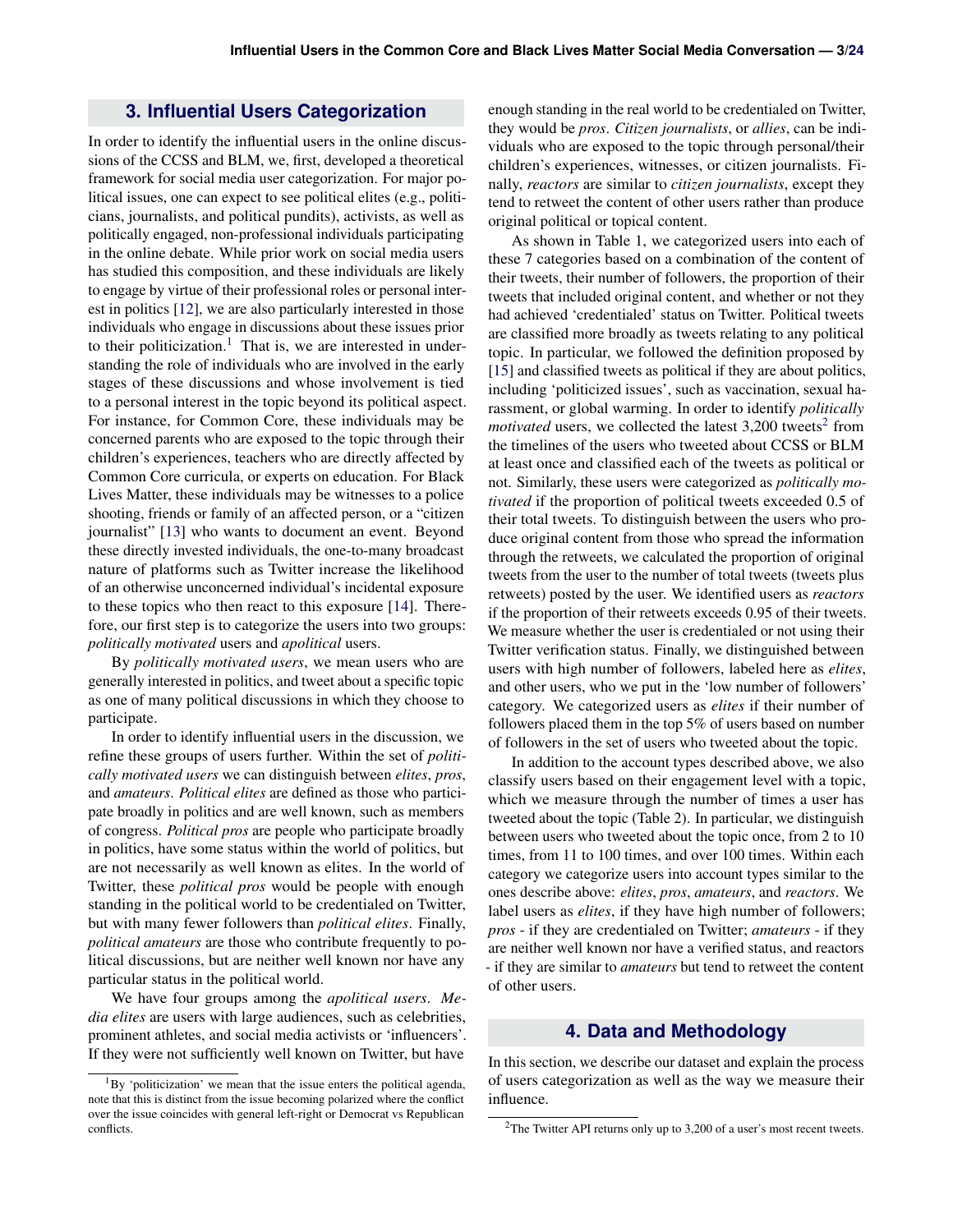## 3. Influential Users Categorization

In order to identify the influential users in the online discussions of the CCSS and BLM, we, first, developed a theoretical framework for social media user categorization. For major political issues, one can expect to see political elites (e.g., politicians, journalists, and political pundits), activists, as well as politically engaged, non-professional individuals participating in the online debate. While prior work on social media users has studied this composition, and these individuals are likely to engage by virtue of their professional roles or personal interest in politics [12], we are also particularly interested in those individuals who engage in discussions about these issues prior to their politicization.[1] That is, we are interested in understanding the role of individuals who are involved in the early stages of these discussions and whose involvement is tied to a personal interest in the topic beyond its political aspect. For instance, for Common Core, these individuals may be concerned parents who are exposed to the topic through their children's experiences, teachers who are directly affected by Common Core curricula, or experts on education. For Black Lives Matter, these individuals may be witnesses to a police shooting, friends or family of an affected person, or a "citizen journalist" [13] who wants to document an event. Beyond these directly invested individuals, the one-to-many broadcast nature of platforms such as Twitter increase the likelihood of an otherwise unconcerned individual's incidental exposure to these topics who then react to this exposure [14]. Therefore, our first step is to categorize the users into two groups: *politically motivated* users and *apolitical* users.

By *politically motivated users*, we mean users who are generally interested in politics, and tweet about a specific topic as one of many political discussions in which they choose to participate.

In order to identify influential users in the discussion, we refine these groups of users further. Within the set of *politically motivated users* we can distinguish between *elites*, *pros*, and *amateurs*. *Political elites* are defined as those who participate broadly in politics and are well known, such as members of congress. *Political pros* are people who participate broadly in politics, have some status within the world of politics, but are not necessarily as well known as elites. In the world of Twitter, these *political pros* would be people with enough standing in the political world to be credentialed on Twitter, but with many fewer followers than *political elites*. Finally, *political amateurs* are those who contribute frequently to political discussions, but are neither well known nor have any particular status in the political world.

We have four groups among the *apolitical users*. *Media elites* are users with large audiences, such as celebrities, prominent athletes, and social media activists or 'influencers'. If they were not sufficiently well known on Twitter, but have enough standing in the real world to be credentialed on Twitter, they would be *pros*. *Citizen journalists*, or *allies*, can be individuals who are exposed to the topic through personal/their children's experiences, witnesses, or citizen journalists. Finally, *reactors* are similar to *citizen journalists*, except they tend to retweet the content of other users rather than produce original political or topical content.

As shown in Table 1, we categorized users into each of these 7 categories based on a combination of the content of their tweets, their number of followers, the proportion of their tweets that included original content, and whether or not they had achieved 'credentialed' status on Twitter. Political tweets are classified more broadly as tweets relating to any political topic. In particular, we followed the definition proposed by [15] and classified tweets as political if they are about politics, including 'politicized issues', such as vaccination, sexual harassment, or global warming. In order to identify *politically motivated* users, we collected the latest 3,200 tweets[2] from the timelines of the users who tweeted about CCSS or BLM at least once and classified each of the tweets as political or not. Similarly, these users were categorized as *politically motivated* if the proportion of political tweets exceeded 0.5 of their total tweets. To distinguish between the users who produce original content from those who spread the information through the retweets, we calculated the proportion of original tweets from the user to the number of total tweets (tweets plus retweets) posted by the user. We identified users as *reactors* if the proportion of their retweets exceeds 0.95 of their tweets. We measure whether the user is credentialed or not using their Twitter verification status. Finally, we distinguished between users with high number of followers, labeled here as *elites*, and other users, who we put in the 'low number of followers' category. We categorized users as *elites* if their number of followers placed them in the top 5% of users based on number of followers in the set of users who tweeted about the topic.

In addition to the account types described above, we also classify users based on their engagement level with a topic, which we measure through the number of times a user has tweeted about the topic (Table 2). In particular, we distinguish between users who tweeted about the topic once, from 2 to 10 times, from 11 to 100 times, and over 100 times. Within each category we categorize users into account types similar to the ones describe above: *elites*, *pros*, *amateurs*, and *reactors*. We label users as *elites*, if they have high number of followers; *pros* - if they are credentialed on Twitter; *amateurs* - if they are neither well known nor have a verified status, and reactors - if they are similar to *amateurs* but tend to retweet the content of other users.

## 4. Data and Methodology

In this section, we describe our dataset and explain the process of users categorization as well as the way we measure their influence.

[1] By 'politicization' we mean that the issue enters the political agenda, note that this is distinct from the issue becoming polarized where the conflict over the issue coincides with general left-right or Democrat vs Republican conflicts.

[2] The Twitter API returns only up to 3,200 of a user's most recent tweets.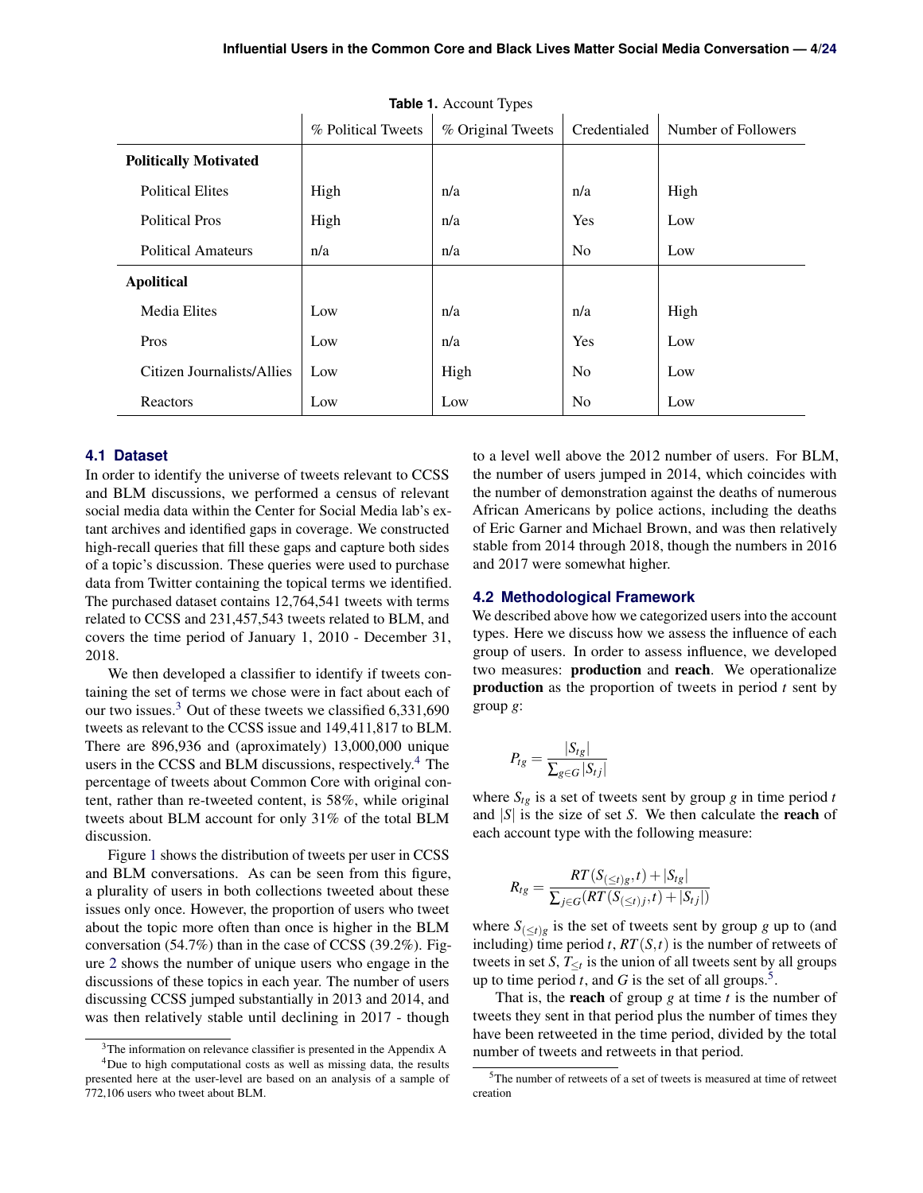**Table 1.** Account Types

| | % Political Tweets | % Original Tweets | Credentialed | Number of Followers |
|---|---|---|---|---|
| **Politically Motivated** | | | | |
| Political Elites | High | n/a | n/a | High |
| Political Pros | High | n/a | Yes | Low |
| Political Amateurs | n/a | n/a | No | Low |
| **Apolitical** | | | | |
| Media Elites | Low | n/a | n/a | High |
| Pros | Low | n/a | Yes | Low |
| Citizen Journalists/Allies | Low | High | No | Low |
| Reactors | Low | Low | No | Low |

### 4.1 Dataset

In order to identify the universe of tweets relevant to CCSS and BLM discussions, we performed a census of relevant social media data within the Center for Social Media lab's extant archives and identified gaps in coverage. We constructed high-recall queries that fill these gaps and capture both sides of a topic's discussion. These queries were used to purchase data from Twitter containing the topical terms we identified. The purchased dataset contains 12,764,541 tweets with terms related to CCSS and 231,457,543 tweets related to BLM, and covers the time period of January 1, 2010 - December 31, 2018.

We then developed a classifier to identify if tweets containing the set of terms we chose were in fact about each of our two issues.[3] Out of these tweets we classified 6,331,690 tweets as relevant to the CCSS issue and 149,411,817 to BLM. There are 896,936 and (aproximately) 13,000,000 unique users in the CCSS and BLM discussions, respectively.[4] The percentage of tweets about Common Core with original content, rather than re-tweeted content, is 58%, while original tweets about BLM account for only 31% of the total BLM discussion.

Figure 1 shows the distribution of tweets per user in CCSS and BLM conversations. As can be seen from this figure, a plurality of users in both collections tweeted about these issues only once. However, the proportion of users who tweet about the topic more often than once is higher in the BLM conversation (54.7%) than in the case of CCSS (39.2%). Figure 2 shows the number of unique users who engage in the discussions of these topics in each year. The number of users discussing CCSS jumped substantially in 2013 and 2014, and was then relatively stable until declining in 2017 - though to a level well above the 2012 number of users. For BLM, the number of users jumped in 2014, which coincides with the number of demonstration against the deaths of numerous African Americans by police actions, including the deaths of Eric Garner and Michael Brown, and was then relatively stable from 2014 through 2018, though the numbers in 2016 and 2017 were somewhat higher.

[3] The information on relevance classifier is presented in the Appendix A

[4] Due to high computational costs as well as missing data, the results presented here at the user-level are based on an analysis of a sample of 772,106 users who tweet about BLM.

### 4.2 Methodological Framework

We described above how we categorized users into the account types. Here we discuss how we assess the influence of each group of users. In order to assess influence, we developed two measures: **production** and **reach**. We operationalize **production** as the proportion of tweets in period $t$ sent by group $g$:

$$P_{tg} = \frac{|S_{tg}|}{\sum_{g \in G} |S_{tj}|}$$

where $S_{tg}$ is a set of tweets sent by group $g$ in time period $t$ and $|S|$ is the size of set $S$. We then calculate the **reach** of each account type with the following measure:

$$R_{tg} = \frac{RT(S_{(\leq t)g}, t) + |S_{tg}|}{\sum_{j \in G}(RT(S_{(\leq t)j}, t) + |S_{tj}|)}$$

where $S_{(\leq t)g}$ is the set of tweets sent by group $g$ up to (and including) time period $t$, $RT(S,t)$ is the number of retweets of tweets in set $S$, $T_{\leq t}$ is the union of all tweets sent by all groups up to time period $t$, and $G$ is the set of all groups.[5]

That is, the **reach** of group $g$ at time $t$ is the number of tweets they sent in that period plus the number of times they have been retweeted in the time period, divided by the total number of tweets and retweets in that period.

[5] The number of retweets of a set of tweets is measured at time of retweet creation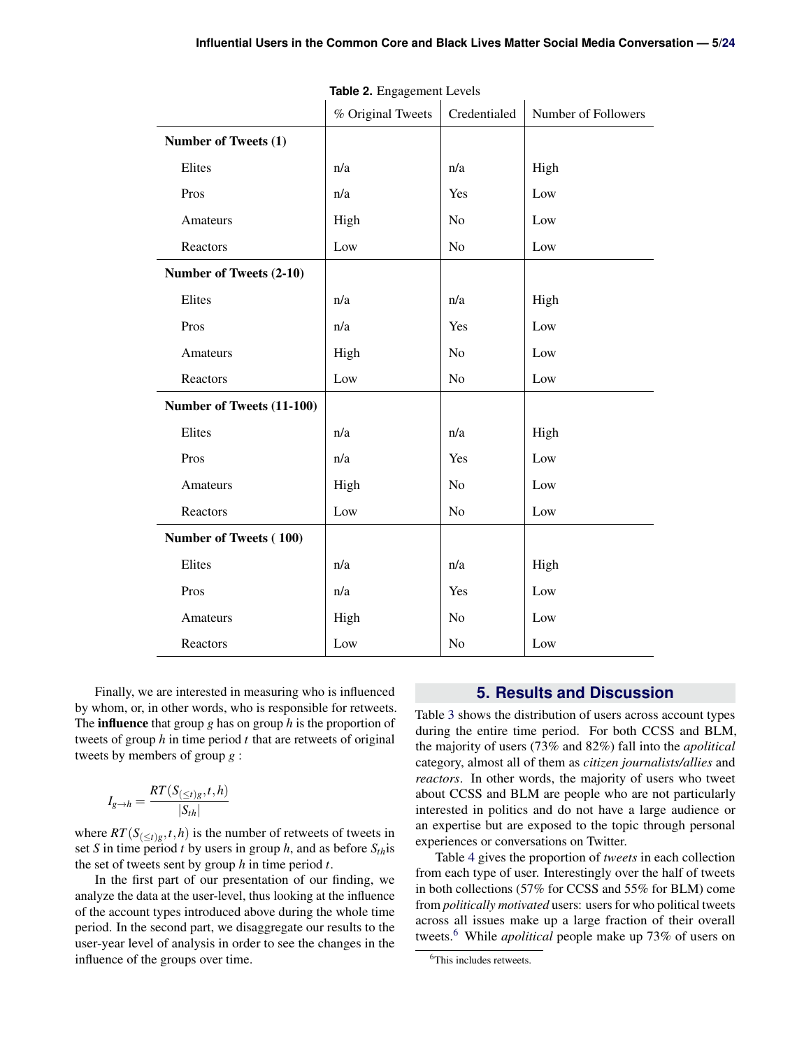**Table 2.** Engagement Levels

| | % Original Tweets | Credentialed | Number of Followers |
|---|---|---|---|
| **Number of Tweets (1)** | | | |
| Elites | n/a | n/a | High |
| Pros | n/a | Yes | Low |
| Amateurs | High | No | Low |
| Reactors | Low | No | Low |
| **Number of Tweets (2-10)** | | | |
| Elites | n/a | n/a | High |
| Pros | n/a | Yes | Low |
| Amateurs | High | No | Low |
| Reactors | Low | No | Low |
| **Number of Tweets (11-100)** | | | |
| Elites | n/a | n/a | High |
| Pros | n/a | Yes | Low |
| Amateurs | High | No | Low |
| Reactors | Low | No | Low |
| **Number of Tweets ( 100)** | | | |
| Elites | n/a | n/a | High |
| Pros | n/a | Yes | Low |
| Amateurs | High | No | Low |
| Reactors | Low | No | Low |

Finally, we are interested in measuring who is influenced by whom, or, in other words, who is responsible for retweets. The **influence** that group $g$ has on group $h$ is the proportion of tweets of group $h$ in time period $t$ that are retweets of original tweets by members of group $g$ :

$$I_{g \rightarrow h} = \frac{RT(S_{(\leq t)g}, t, h)}{|S_{th}|}$$

where $RT(S_{(\leq t)g}, t, h)$ is the number of retweets of tweets in set $S$ in time period $t$ by users in group $h$, and as before $S_{th}$is the set of tweets sent by group $h$ in time period $t$.

In the first part of our presentation of our finding, we analyze the data at the user-level, thus looking at the influence of the account types introduced above during the whole time period. In the second part, we disaggregate our results to the user-year level of analysis in order to see the changes in the influence of the groups over time.

## 5. Results and Discussion

Table 3 shows the distribution of users across account types during the entire time period. For both CCSS and BLM, the majority of users (73% and 82%) fall into the *apolitical* category, almost all of them as *citizen journalists/allies* and *reactors*. In other words, the majority of users who tweet about CCSS and BLM are people who are not particularly interested in politics and do not have a large audience or an expertise but are exposed to the topic through personal experiences or conversations on Twitter.

Table 4 gives the proportion of *tweets* in each collection from each type of user. Interestingly over the half of tweets in both collections (57% for CCSS and 55% for BLM) come from *politically motivated* users: users for who political tweets across all issues make up a large fraction of their overall tweets.[6] While *apolitical* people make up 73% of users on

[6] This includes retweets.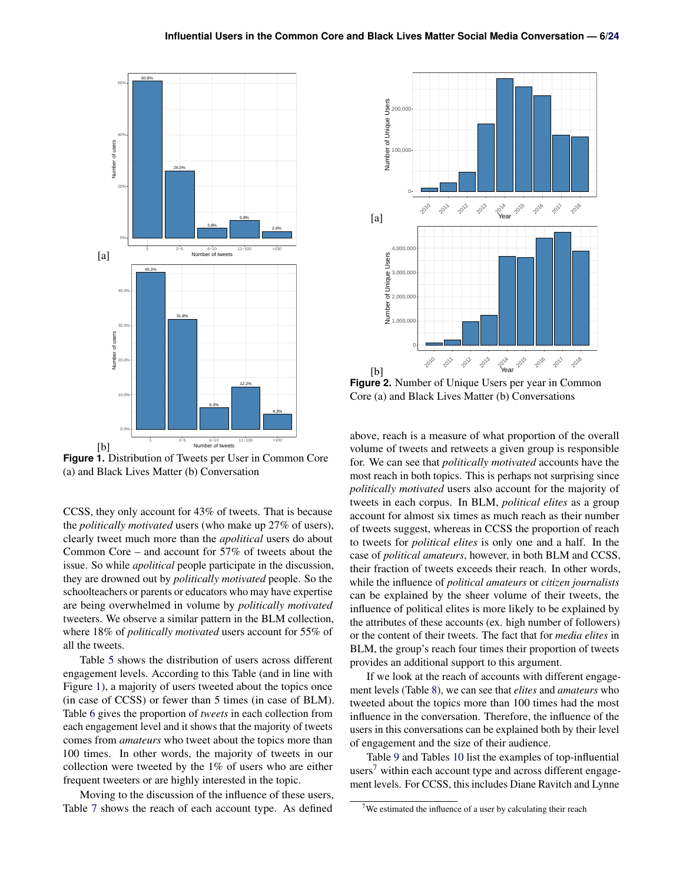**Figure 1.** Distribution of Tweets per User in Common Core (a) and Black Lives Matter (b) Conversation

**Figure 2.** Number of Unique Users per year in Common Core (a) and Black Lives Matter (b) Conversations

CCSS, they only account for 43% of tweets. That is because the *politically motivated* users (who make up 27% of users), clearly tweet much more than the *apolitical* users do about Common Core – and account for 57% of tweets about the issue. So while *apolitical* people participate in the discussion, they are drowned out by *politically motivated* people. So the schoolteachers or parents or educators who may have expertise are being overwhelmed in volume by *politically motivated* tweeters. We observe a similar pattern in the BLM collection, where 18% of *politically motivated* users account for 55% of all the tweets.

Table 5 shows the distribution of users across different engagement levels. According to this Table (and in line with Figure 1), a majority of users tweeted about the topics once (in case of CCSS) or fewer than 5 times (in case of BLM). Table 6 gives the proportion of *tweets* in each collection from each engagement level and it shows that the majority of tweets comes from *amateurs* who tweet about the topics more than 100 times. In other words, the majority of tweets in our collection were tweeted by the 1% of users who are either frequent tweeters or are highly interested in the topic.

Moving to the discussion of the influence of these users, Table 7 shows the reach of each account type. As defined above, reach is a measure of what proportion of the overall volume of tweets and retweets a given group is responsible for. We can see that *politically motivated* accounts have the most reach in both topics. This is perhaps not surprising since *politically motivated* users also account for the majority of tweets in each corpus. In BLM, *political elites* as a group account for almost six times as much reach as their number of tweets suggest, whereas in CCSS the proportion of reach to tweets for *political elites* is only one and a half. In the case of *political amateurs*, however, in both BLM and CCSS, their fraction of tweets exceeds their reach. In other words, while the influence of *political amateurs* or *citizen journalists* can be explained by the sheer volume of their tweets, the influence of political elites is more likely to be explained by the attributes of these accounts (ex. high number of followers) or the content of their tweets. The fact that for *media elites* in BLM, the group's reach four times their proportion of tweets provides an additional support to this argument.

If we look at the reach of accounts with different engagement levels (Table 8), we can see that *elites* and *amateurs* who tweeted about the topics more than 100 times had the most influence in the conversation. Therefore, the influence of the users in this conversations can be explained both by their level of engagement and the size of their audience.

Table 9 and Tables 10 list the examples of top-influential users[7] within each account type and across different engagement levels. For CCSS, this includes Diane Ravitch and Lynne

[7] We estimated the influence of a user by calculating their reach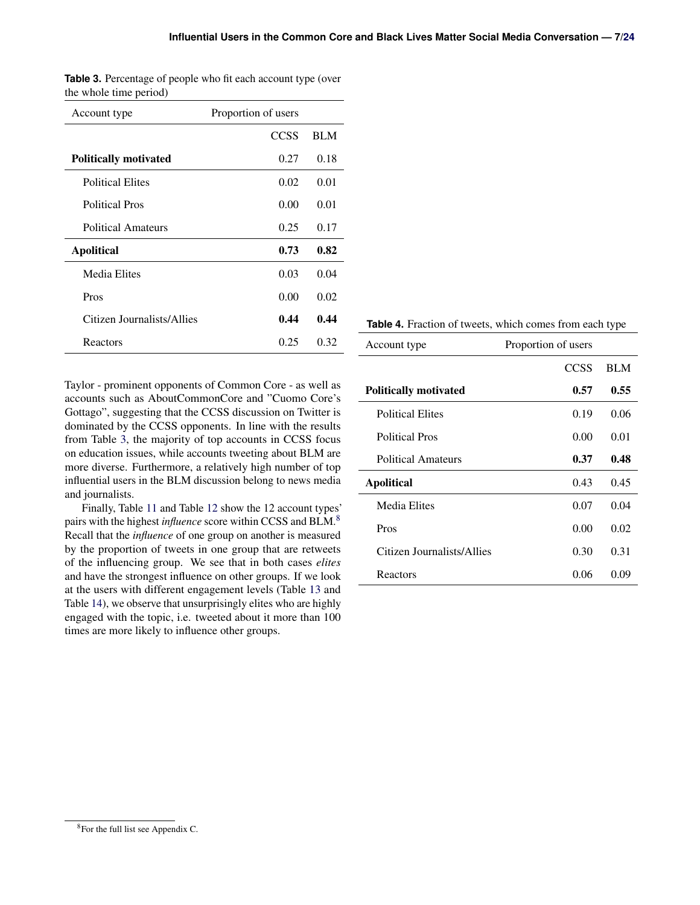**Table 3.** Percentage of people who fit each account type (over the whole time period)

| Account type | Proportion of users | |
|---|---|---|
| | CCSS | BLM |
| **Politically motivated** | 0.27 | 0.18 |
| Political Elites | 0.02 | 0.01 |
| Political Pros | 0.00 | 0.01 |
| Political Amateurs | 0.25 | 0.17 |
| **Apolitical** | **0.73** | **0.82** |
| Media Elites | 0.03 | 0.04 |
| Pros | 0.00 | 0.02 |
| Citizen Journalists/Allies | **0.44** | **0.44** |
| Reactors | 0.25 | 0.32 |

Taylor - prominent opponents of Common Core - as well as accounts such as AboutCommonCore and "Cuomo Core's Gottago", suggesting that the CCSS discussion on Twitter is dominated by the CCSS opponents. In line with the results from Table 3, the majority of top accounts in CCSS focus on education issues, while accounts tweeting about BLM are more diverse. Furthermore, a relatively high number of top influential users in the BLM discussion belong to news media and journalists.

Finally, Table 11 and Table 12 show the 12 account types' pairs with the highest *influence* score within CCSS and BLM.[8] Recall that the *influence* of one group on another is measured by the proportion of tweets in one group that are retweets of the influencing group. We see that in both cases *elites* and have the strongest influence on other groups. If we look at the users with different engagement levels (Table 13 and Table 14), we observe that unsurprisingly elites who are highly engaged with the topic, i.e. tweeted about it more than 100 times are more likely to influence other groups.

**Table 4.** Fraction of tweets, which comes from each type

| Account type | Proportion of users | |
|---|---|---|
| | CCSS | BLM |
| **Politically motivated** | **0.57** | **0.55** |
| Political Elites | 0.19 | 0.06 |
| Political Pros | 0.00 | 0.01 |
| Political Amateurs | **0.37** | **0.48** |
| **Apolitical** | 0.43 | 0.45 |
| Media Elites | 0.07 | 0.04 |
| Pros | 0.00 | 0.02 |
| Citizen Journalists/Allies | 0.30 | 0.31 |
| Reactors | 0.06 | 0.09 |

[8] For the full list see Appendix C.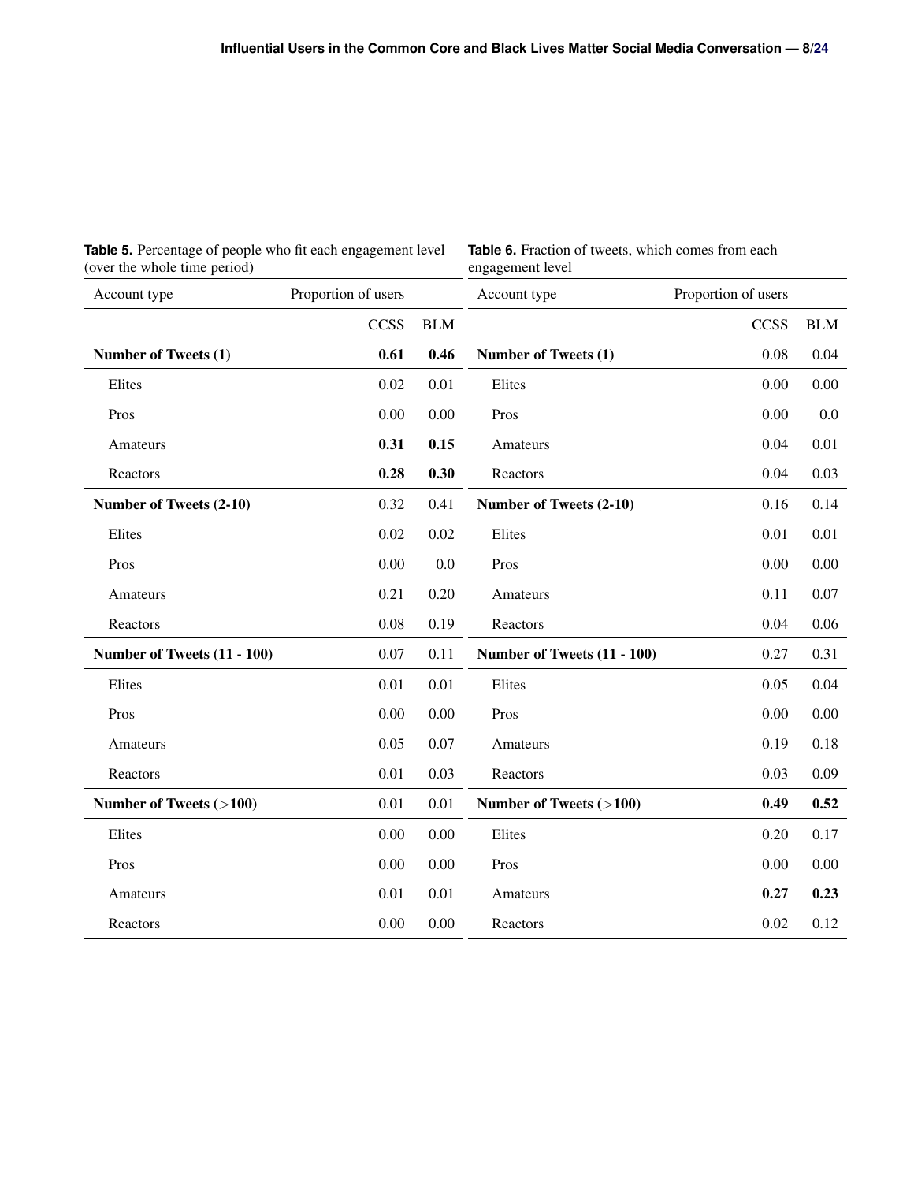**Table 5.** Percentage of people who fit each engagement level (over the whole time period)

| Account type | Proportion of users | |
|---|---|---|
| | CCSS | BLM |
| **Number of Tweets (1)** | **0.61** | **0.46** |
| Elites | 0.02 | 0.01 |
| Pros | 0.00 | 0.00 |
| Amateurs | **0.31** | **0.15** |
| Reactors | **0.28** | **0.30** |
| **Number of Tweets (2-10)** | 0.32 | 0.41 |
| Elites | 0.02 | 0.02 |
| Pros | 0.00 | 0.0 |
| Amateurs | 0.21 | 0.20 |
| Reactors | 0.08 | 0.19 |
| **Number of Tweets (11 - 100)** | 0.07 | 0.11 |
| Elites | 0.01 | 0.01 |
| Pros | 0.00 | 0.00 |
| Amateurs | 0.05 | 0.07 |
| Reactors | 0.01 | 0.03 |
| **Number of Tweets (>100)** | 0.01 | 0.01 |
| Elites | 0.00 | 0.00 |
| Pros | 0.00 | 0.00 |
| Amateurs | 0.01 | 0.01 |
| Reactors | 0.00 | 0.00 |

**Table 6.** Fraction of tweets, which comes from each engagement level

| Account type | Proportion of users | |
|---|---|---|
| | CCSS | BLM |
| **Number of Tweets (1)** | 0.08 | 0.04 |
| Elites | 0.00 | 0.00 |
| Pros | 0.00 | 0.0 |
| Amateurs | 0.04 | 0.01 |
| Reactors | 0.04 | 0.03 |
| **Number of Tweets (2-10)** | 0.16 | 0.14 |
| Elites | 0.01 | 0.01 |
| Pros | 0.00 | 0.00 |
| Amateurs | 0.11 | 0.07 |
| Reactors | 0.04 | 0.06 |
| **Number of Tweets (11 - 100)** | 0.27 | 0.31 |
| Elites | 0.05 | 0.04 |
| Pros | 0.00 | 0.00 |
| Amateurs | 0.19 | 0.18 |
| Reactors | 0.03 | 0.09 |
| **Number of Tweets (>100)** | **0.49** | **0.52** |
| Elites | 0.20 | 0.17 |
| Pros | 0.00 | 0.00 |
| Amateurs | **0.27** | **0.23** |
| Reactors | 0.02 | 0.12 |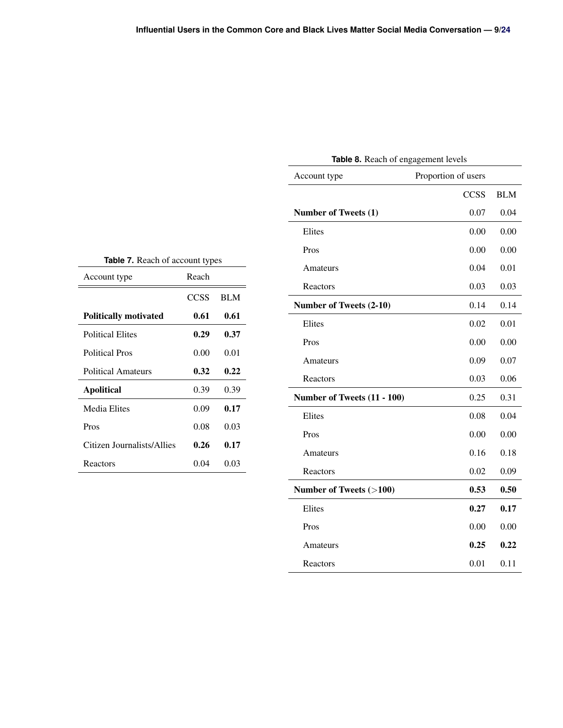**Table 7.** Reach of account types

| Account type | Reach | |
|---|---|---|
| | CCSS | BLM |
| **Politically motivated** | **0.61** | **0.61** |
| Political Elites | **0.29** | **0.37** |
| Political Pros | 0.00 | 0.01 |
| Political Amateurs | **0.32** | **0.22** |
| **Apolitical** | 0.39 | 0.39 |
| Media Elites | 0.09 | **0.17** |
| Pros | 0.08 | 0.03 |
| Citizen Journalists/Allies | **0.26** | **0.17** |
| Reactors | 0.04 | 0.03 |

**Table 8.** Reach of engagement levels

| Account type | Proportion of users | |
|---|---|---|
| | CCSS | BLM |
| **Number of Tweets (1)** | 0.07 | 0.04 |
| Elites | 0.00 | 0.00 |
| Pros | 0.00 | 0.00 |
| Amateurs | 0.04 | 0.01 |
| Reactors | 0.03 | 0.03 |
| **Number of Tweets (2-10)** | 0.14 | 0.14 |
| Elites | 0.02 | 0.01 |
| Pros | 0.00 | 0.00 |
| Amateurs | 0.09 | 0.07 |
| Reactors | 0.03 | 0.06 |
| **Number of Tweets (11 - 100)** | 0.25 | 0.31 |
| Elites | 0.08 | 0.04 |
| Pros | 0.00 | 0.00 |
| Amateurs | 0.16 | 0.18 |
| Reactors | 0.02 | 0.09 |
| **Number of Tweets (>100)** | **0.53** | **0.50** |
| Elites | **0.27** | **0.17** |
| Pros | 0.00 | 0.00 |
| Amateurs | **0.25** | **0.22** |
| Reactors | 0.01 | 0.11 |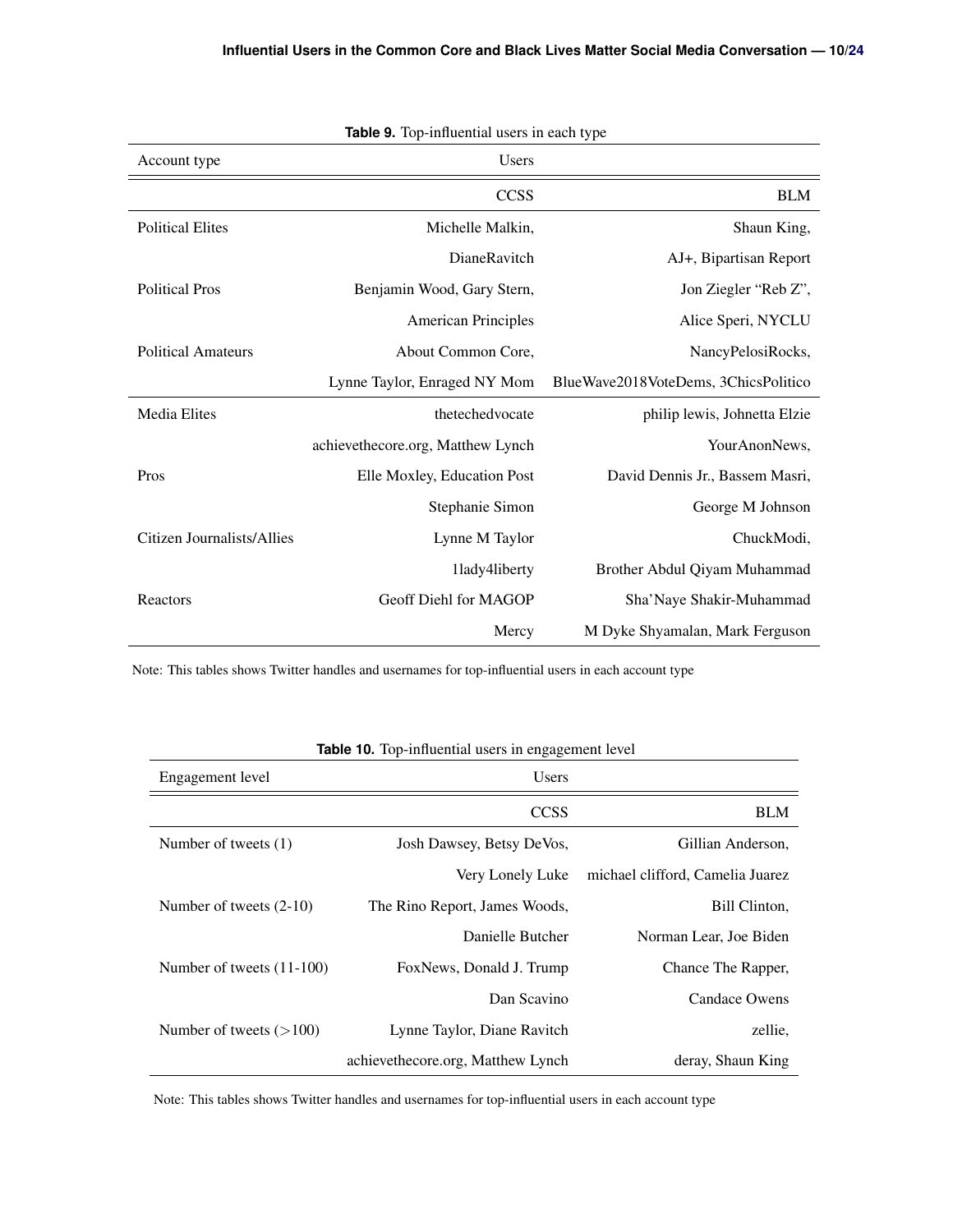**Table 9.** Top-influential users in each type

| Account type | Users | |
|---|---|---|
| | CCSS | BLM |
| Political Elites | Michelle Malkin, | Shaun King, |
| | DianeRavitch | AJ+, Bipartisan Report |
| Political Pros | Benjamin Wood, Gary Stern, | Jon Ziegler "Reb Z", |
| | American Principles | Alice Speri, NYCLU |
| Political Amateurs | About Common Core, | NancyPelosiRocks, |
| | Lynne Taylor, Enraged NY Mom | BlueWave2018VoteDems, 3ChicsPolitico |
| Media Elites | thetechedvocate | philip lewis, Johnetta Elzie |
| | achievethecore.org, Matthew Lynch | YourAnonNews, |
| Pros | Elle Moxley, Education Post | David Dennis Jr., Bassem Masri, |
| | Stephanie Simon | George M Johnson |
| Citizen Journalists/Allies | Lynne M Taylor | ChuckModi, |
| | 1lady4liberty | Brother Abdul Qiyam Muhammad |
| Reactors | Geoff Diehl for MAGOP | Sha'Naye Shakir-Muhammad |
| | Mercy | M Dyke Shyamalan, Mark Ferguson |

Note: This tables shows Twitter handles and usernames for top-influential users in each account type

**Table 10.** Top-influential users in engagement level

| Engagement level | Users | |
|---|---|---|
| | CCSS | BLM |
| Number of tweets (1) | Josh Dawsey, Betsy DeVos, | Gillian Anderson, |
| | Very Lonely Luke | michael clifford, Camelia Juarez |
| Number of tweets (2-10) | The Rino Report, James Woods, | Bill Clinton, |
| | Danielle Butcher | Norman Lear, Joe Biden |
| Number of tweets (11-100) | FoxNews, Donald J. Trump | Chance The Rapper, |
| | Dan Scavino | Candace Owens |
| Number of tweets (>100) | Lynne Taylor, Diane Ravitch | zellie, |
| | achievethecore.org, Matthew Lynch | deray, Shaun King |

Note: This tables shows Twitter handles and usernames for top-influential users in each account type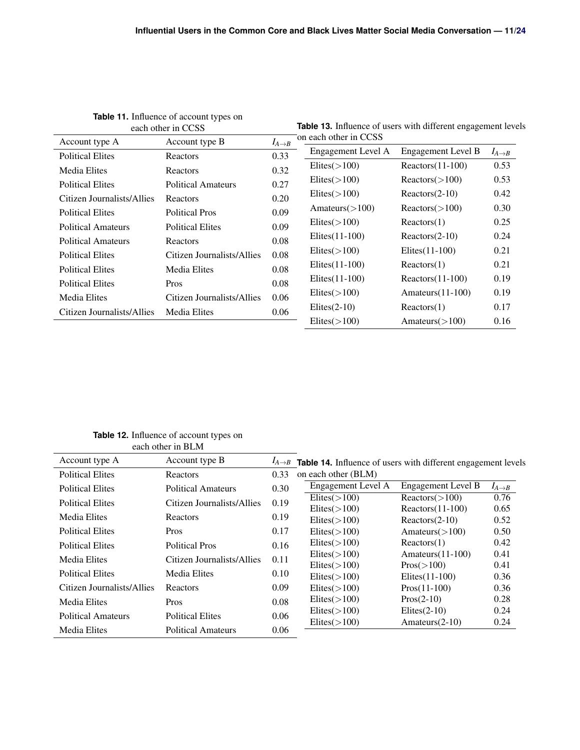**Table 11.** Influence of account types on each other in CCSS

| Account type A | Account type B | $I_{A \to B}$ |
|---|---|---|
| Political Elites | Reactors | 0.33 |
| Media Elites | Reactors | 0.32 |
| Political Elites | Political Amateurs | 0.27 |
| Citizen Journalists/Allies | Reactors | 0.20 |
| Political Elites | Political Pros | 0.09 |
| Political Amateurs | Political Elites | 0.09 |
| Political Amateurs | Reactors | 0.08 |
| Political Elites | Citizen Journalists/Allies | 0.08 |
| Political Elites | Media Elites | 0.08 |
| Political Elites | Pros | 0.08 |
| Media Elites | Citizen Journalists/Allies | 0.06 |
| Citizen Journalists/Allies | Media Elites | 0.06 |

**Table 13.** Influence of users with different engagement levels on each other in CCSS

| Engagement Level A | Engagement Level B | $I_{A \to B}$ |
|---|---|---|
| Elites(>100) | Reactors(11-100) | 0.53 |
| Elites(>100) | Reactors(>100) | 0.53 |
| Elites(>100) | Reactors(2-10) | 0.42 |
| Amateurs(>100) | Reactors(>100) | 0.30 |
| Elites(>100) | Reactors(1) | 0.25 |
| Elites(11-100) | Reactors(2-10) | 0.24 |
| Elites(>100) | Elites(11-100) | 0.21 |
| Elites(11-100) | Reactors(1) | 0.21 |
| Elites(11-100) | Reactors(11-100) | 0.19 |
| Elites(>100) | Amateurs(11-100) | 0.19 |
| Elites(2-10) | Reactors(1) | 0.17 |
| Elites(>100) | Amateurs(>100) | 0.16 |

**Table 12.** Influence of account types on each other in BLM

| Account type A | Account type B | $I_{A \to B}$ |
|---|---|---|
| Political Elites | Reactors | 0.33 |
| Political Elites | Political Amateurs | 0.30 |
| Political Elites | Citizen Journalists/Allies | 0.19 |
| Media Elites | Reactors | 0.19 |
| Political Elites | Pros | 0.17 |
| Political Elites | Political Pros | 0.16 |
| Media Elites | Citizen Journalists/Allies | 0.11 |
| Political Elites | Media Elites | 0.10 |
| Citizen Journalists/Allies | Reactors | 0.09 |
| Media Elites | Pros | 0.08 |
| Political Amateurs | Political Elites | 0.06 |
| Media Elites | Political Amateurs | 0.06 |

**Table 14.** Influence of users with different engagement levels on each other (BLM)

| Engagement Level A | Engagement Level B | $I_{A \to B}$ |
|---|---|---|
| Elites(>100) | Reactors(>100) | 0.76 |
| Elites(>100) | Reactors(11-100) | 0.65 |
| Elites(>100) | Reactors(2-10) | 0.52 |
| Elites(>100) | Amateurs(>100) | 0.50 |
| Elites(>100) | Reactors(1) | 0.42 |
| Elites(>100) | Amateurs(11-100) | 0.41 |
| Elites(>100) | Pros(>100) | 0.41 |
| Elites(>100) | Elites(11-100) | 0.36 |
| Elites(>100) | Pros(11-100) | 0.36 |
| Elites(>100) | Pros(2-10) | 0.28 |
| Elites(>100) | Elites(2-10) | 0.24 |
| Elites(>100) | Amateurs(2-10) | 0.24 |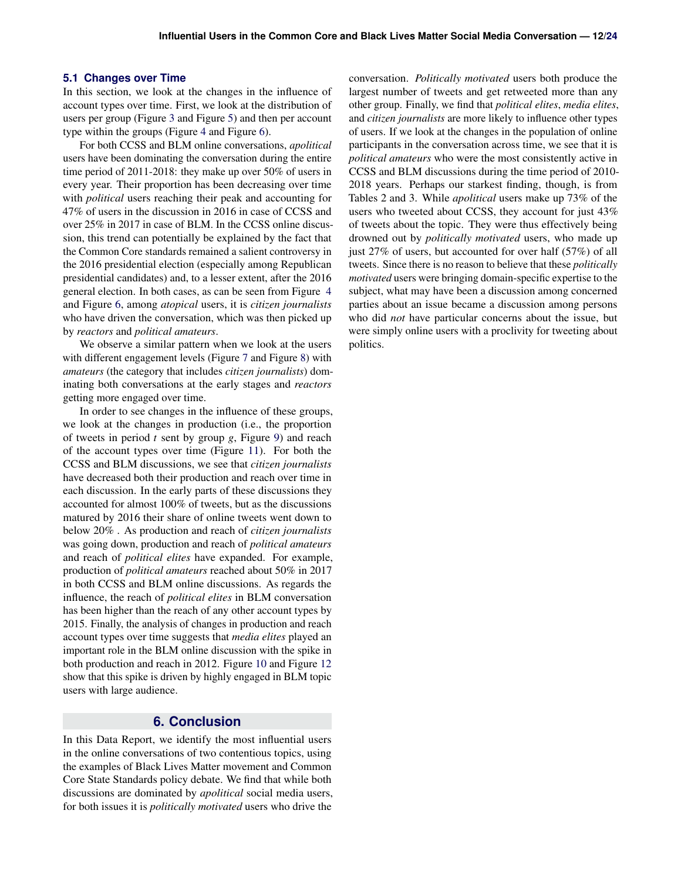### 5.1 Changes over Time

In this section, we look at the changes in the influence of account types over time. First, we look at the distribution of users per group (Figure 3 and Figure 5) and then per account type within the groups (Figure 4 and Figure 6).

For both CCSS and BLM online conversations, *apolitical* users have been dominating the conversation during the entire time period of 2011-2018: they make up over 50% of users in every year. Their proportion has been decreasing over time with *political* users reaching their peak and accounting for 47% of users in the discussion in 2016 in case of CCSS and over 25% in 2017 in case of BLM. In the CCSS online discussion, this trend can potentially be explained by the fact that the Common Core standards remained a salient controversy in the 2016 presidential election (especially among Republican presidential candidates) and, to a lesser extent, after the 2016 general election. In both cases, as can be seen from Figure 4 and Figure 6, among *atopical* users, it is *citizen journalists* who have driven the conversation, which was then picked up by *reactors* and *political amateurs*.

We observe a similar pattern when we look at the users with different engagement levels (Figure 7 and Figure 8) with *amateurs* (the category that includes *citizen journalists*) dominating both conversations at the early stages and *reactors* getting more engaged over time.

In order to see changes in the influence of these groups, we look at the changes in production (i.e., the proportion of tweets in period $t$ sent by group $g$, Figure 9) and reach of the account types over time (Figure 11). For both the CCSS and BLM discussions, we see that *citizen journalists* have decreased both their production and reach over time in each discussion. In the early parts of these discussions they accounted for almost 100% of tweets, but as the discussions matured by 2016 their share of online tweets went down to below 20% . As production and reach of *citizen journalists* was going down, production and reach of *political amateurs* and reach of *political elites* have expanded. For example, production of *political amateurs* reached about 50% in 2017 in both CCSS and BLM online discussions. As regards the influence, the reach of *political elites* in BLM conversation has been higher than the reach of any other account types by 2015. Finally, the analysis of changes in production and reach account types over time suggests that *media elites* played an important role in the BLM online discussion with the spike in both production and reach in 2012. Figure 10 and Figure 12 show that this spike is driven by highly engaged in BLM topic users with large audience.

## 6. Conclusion

In this Data Report, we identify the most influential users in the online conversations of two contentious topics, using the examples of Black Lives Matter movement and Common Core State Standards policy debate. We find that while both discussions are dominated by *apolitical* social media users, for both issues it is *politically motivated* users who drive the conversation. *Politically motivated* users both produce the largest number of tweets and get retweeted more than any other group. Finally, we find that *political elites*, *media elites*, and *citizen journalists* are more likely to influence other types of users. If we look at the changes in the population of online participants in the conversation across time, we see that it is *political amateurs* who were the most consistently active in CCSS and BLM discussions during the time period of 2010-2018 years. Perhaps our starkest finding, though, is from Tables 2 and 3. While *apolitical* users make up 73% of the users who tweeted about CCSS, they account for just 43% of tweets about the topic. They were thus effectively being drowned out by *politically motivated* users, who made up just 27% of users, but accounted for over half (57%) of all tweets. Since there is no reason to believe that these *politically motivated* users were bringing domain-specific expertise to the subject, what may have been a discussion among concerned parties about an issue became a discussion among persons who did *not* have particular concerns about the issue, but were simply online users with a proclivity for tweeting about politics.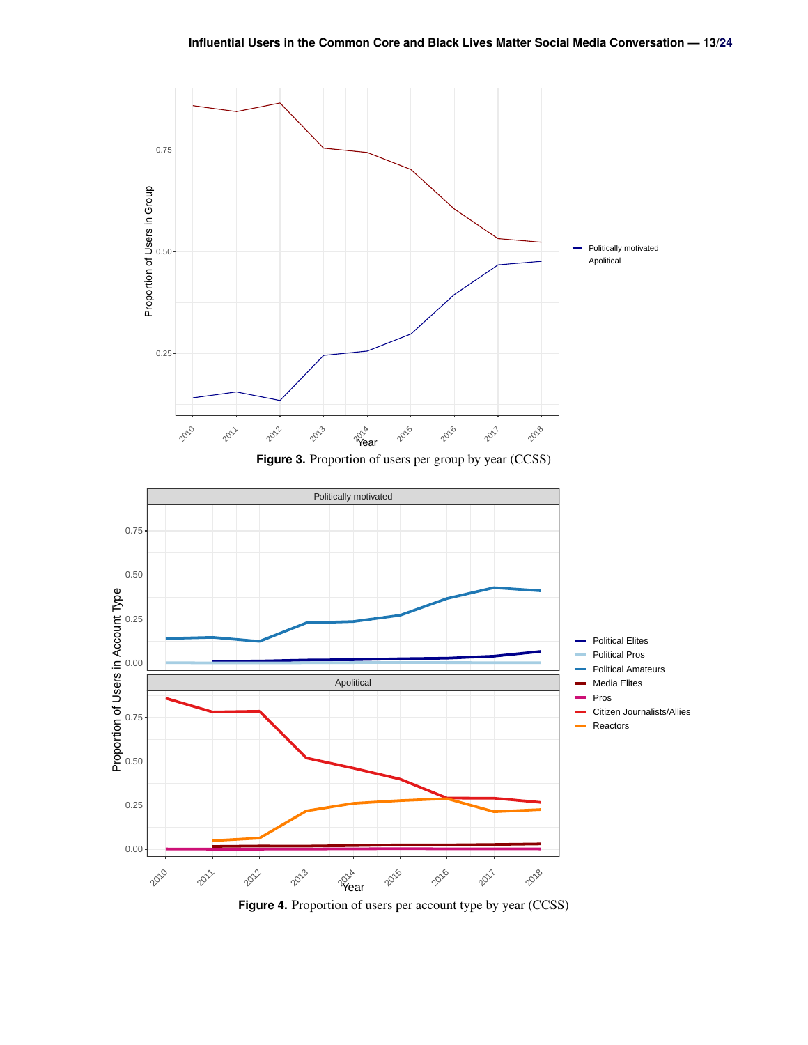**Figure 3.** Proportion of users per group by year (CCSS)

**Figure 4.** Proportion of users per account type by year (CCSS)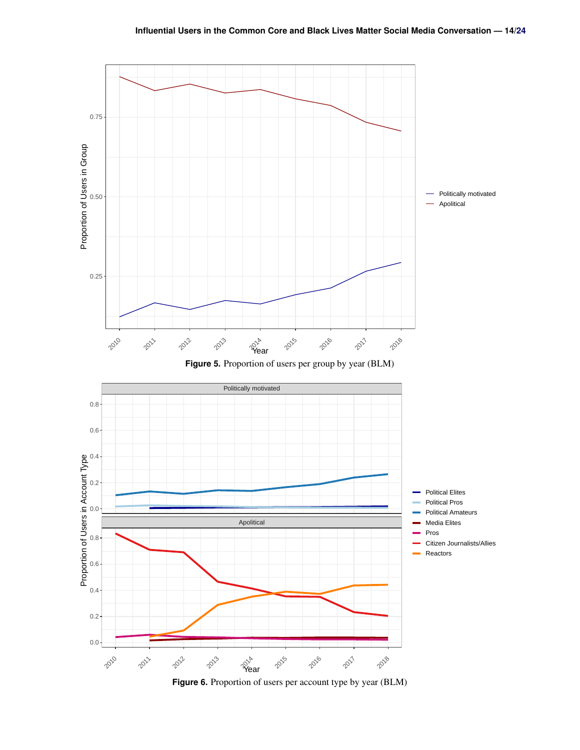**Figure 5.** Proportion of users per group by year (BLM)

**Figure 6.** Proportion of users per account type by year (BLM)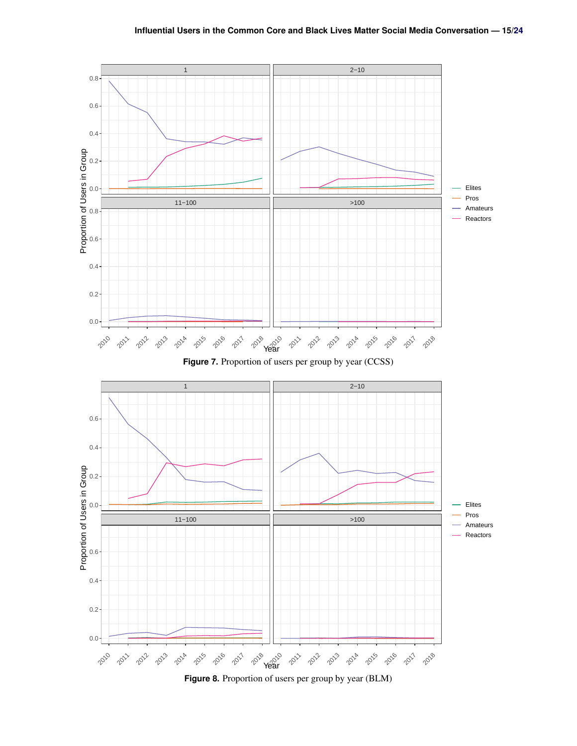**Figure 7.** Proportion of users per group by year (CCSS)

**Figure 8.** Proportion of users per group by year (BLM)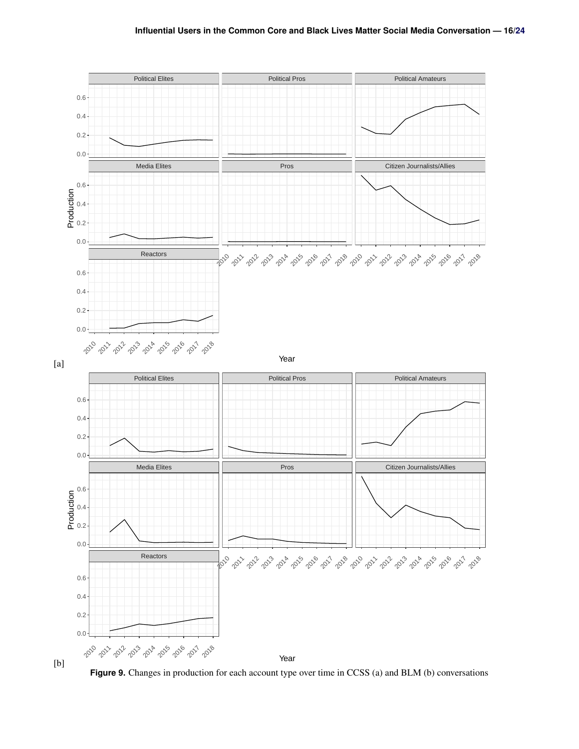[a]

[b]

**Figure 9.** Changes in production for each account type over time in CCSS (a) and BLM (b) conversations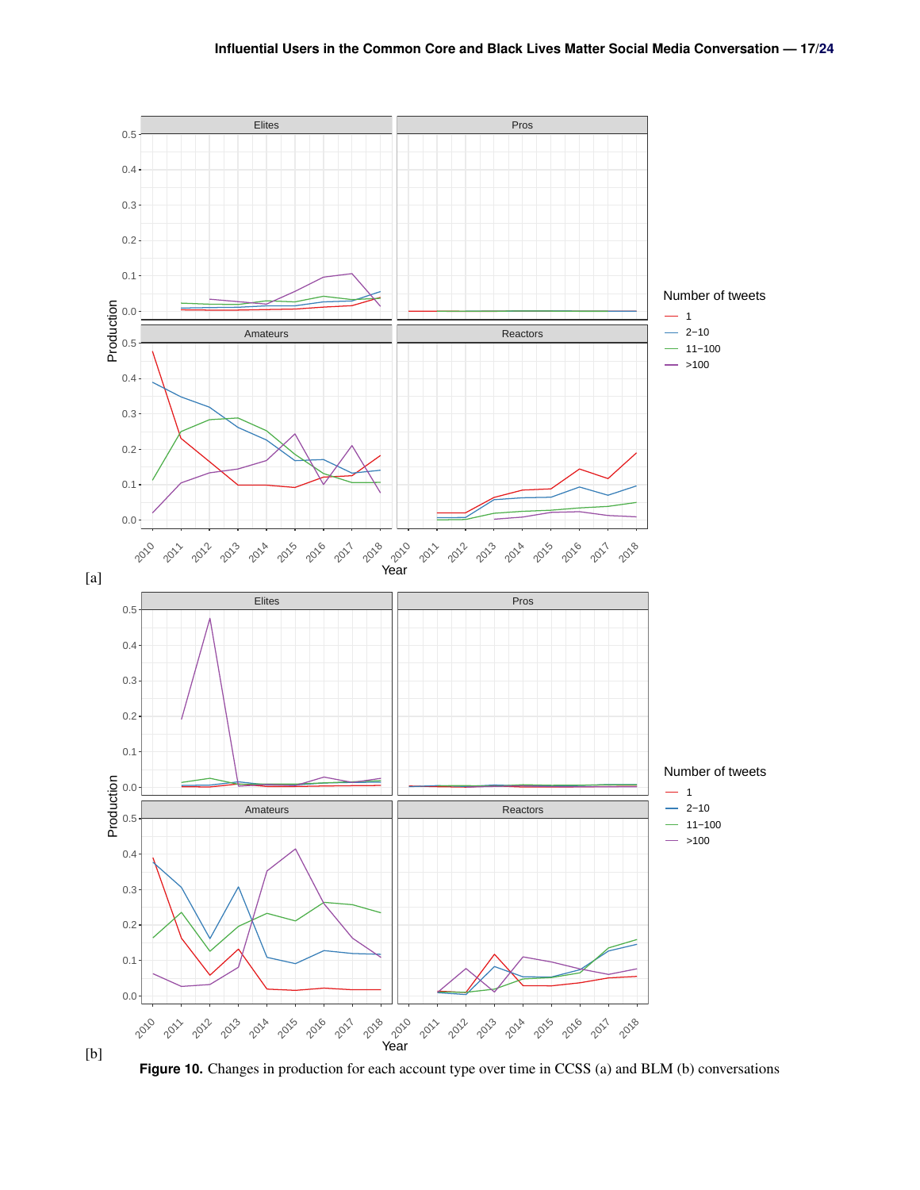[a]

[b]

**Figure 10.** Changes in production for each account type over time in CCSS (a) and BLM (b) conversations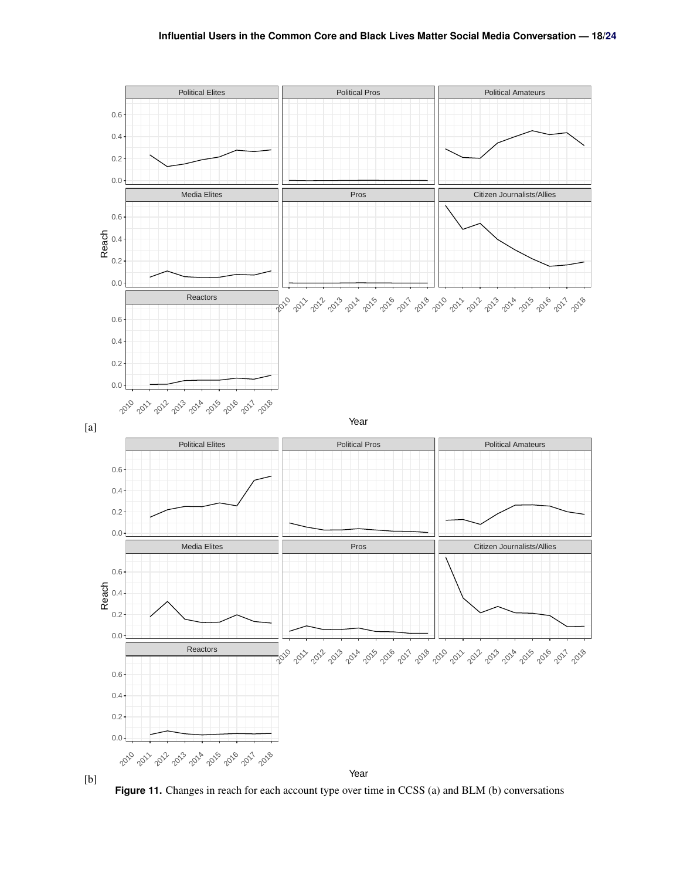Figure 11. Changes in reach for each account type over time in CCSS (a) and BLM (b) conversations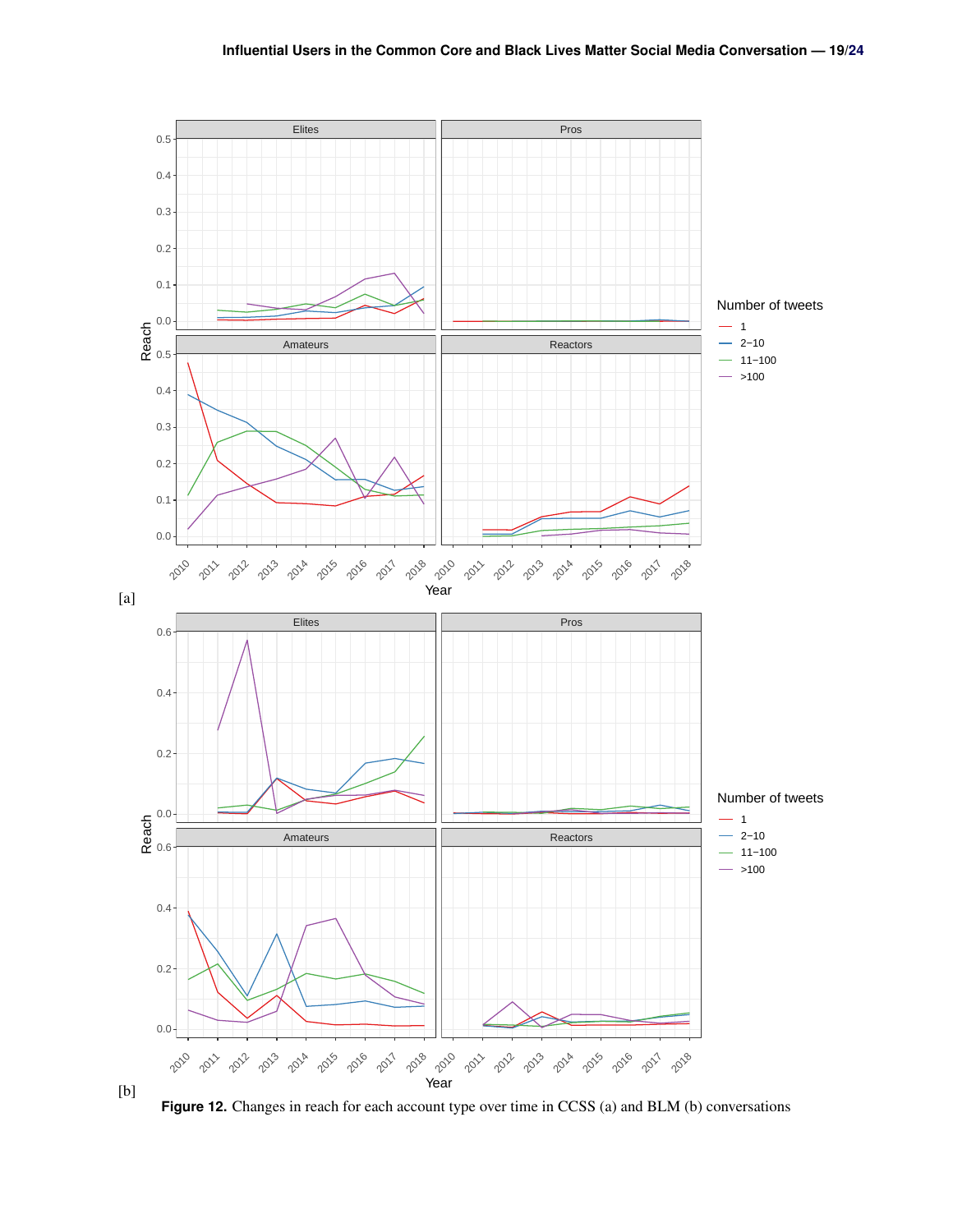[a]

[b]

**Figure 12.** Changes in reach for each account type over time in CCSS (a) and BLM (b) conversations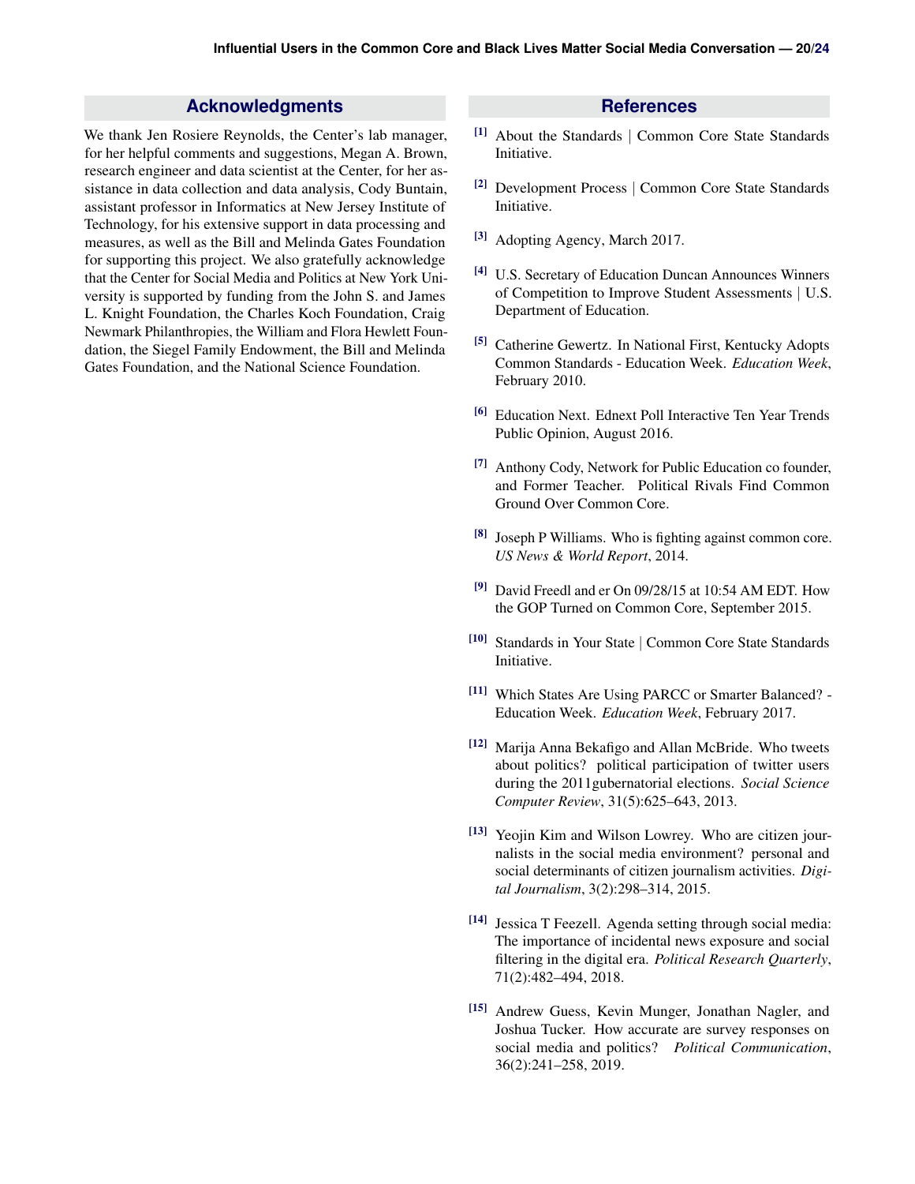## Acknowledgments

We thank Jen Rosiere Reynolds, the Center's lab manager, for her helpful comments and suggestions, Megan A. Brown, research engineer and data scientist at the Center, for her assistance in data collection and data analysis, Cody Buntain, assistant professor in Informatics at New Jersey Institute of Technology, for his extensive support in data processing and measures, as well as the Bill and Melinda Gates Foundation for supporting this project. We also gratefully acknowledge that the Center for Social Media and Politics at New York University is supported by funding from the John S. and James L. Knight Foundation, the Charles Koch Foundation, Craig Newmark Philanthropies, the William and Flora Hewlett Foundation, the Siegel Family Endowment, the Bill and Melinda Gates Foundation, and the National Science Foundation.

## References

[1] About the Standards | Common Core State Standards Initiative.

[2] Development Process | Common Core State Standards Initiative.

[3] Adopting Agency, March 2017.

[4] U.S. Secretary of Education Duncan Announces Winners of Competition to Improve Student Assessments | U.S. Department of Education.

[5] Catherine Gewertz. In National First, Kentucky Adopts Common Standards - Education Week. *Education Week*, February 2010.

[6] Education Next. Ednext Poll Interactive Ten Year Trends Public Opinion, August 2016.

[7] Anthony Cody, Network for Public Education co founder, and Former Teacher. Political Rivals Find Common Ground Over Common Core.

[8] Joseph P Williams. Who is fighting against common core. *US News & World Report*, 2014.

[9] David Freedl and er On 09/28/15 at 10:54 AM EDT. How the GOP Turned on Common Core, September 2015.

[10] Standards in Your State | Common Core State Standards Initiative.

[11] Which States Are Using PARCC or Smarter Balanced? - Education Week. *Education Week*, February 2017.

[12] Marija Anna Bekafigo and Allan McBride. Who tweets about politics? political participation of twitter users during the 2011gubernatorial elections. *Social Science Computer Review*, 31(5):625–643, 2013.

[13] Yeojin Kim and Wilson Lowrey. Who are citizen journalists in the social media environment? personal and social determinants of citizen journalism activities. *Digital Journalism*, 3(2):298–314, 2015.

[14] Jessica T Feezell. Agenda setting through social media: The importance of incidental news exposure and social filtering in the digital era. *Political Research Quarterly*, 71(2):482–494, 2018.

[15] Andrew Guess, Kevin Munger, Jonathan Nagler, and Joshua Tucker. How accurate are survey responses on social media and politics? *Political Communication*, 36(2):241–258, 2019.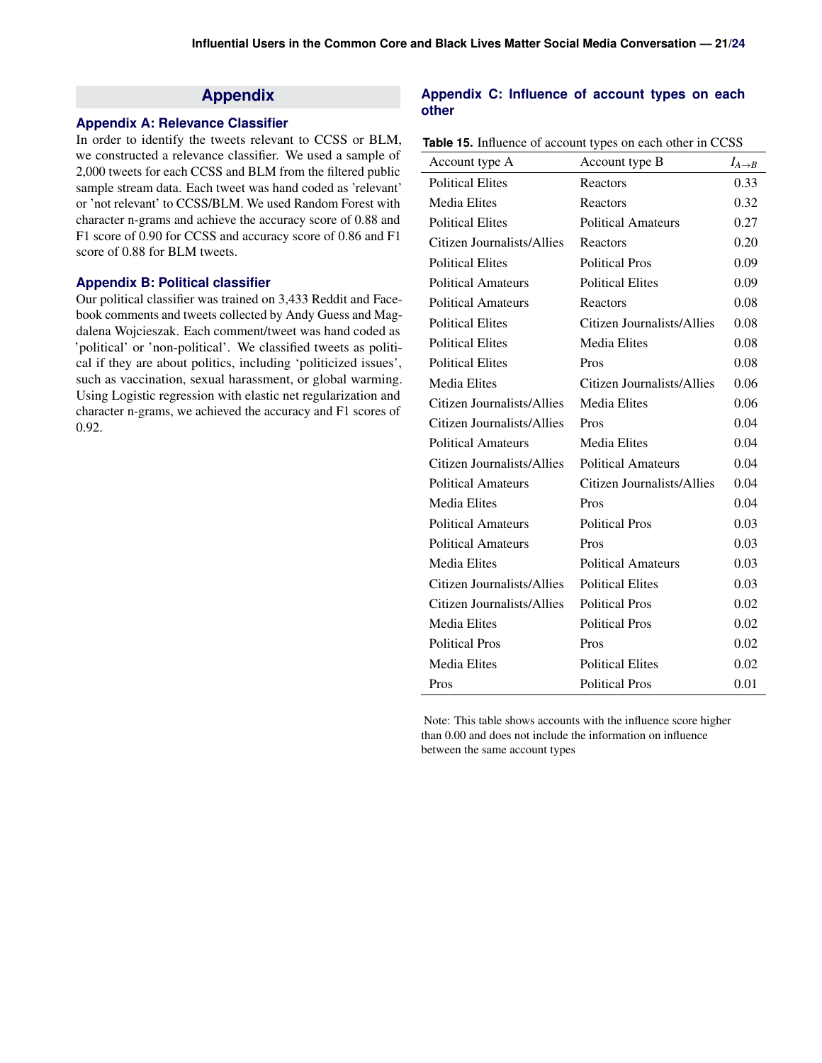# Appendix

## Appendix A: Relevance Classifier

In order to identify the tweets relevant to CCSS or BLM, we constructed a relevance classifier. We used a sample of 2,000 tweets for each CCSS and BLM from the filtered public sample stream data. Each tweet was hand coded as 'relevant' or 'not relevant' to CCSS/BLM. We used Random Forest with character n-grams and achieve the accuracy score of 0.88 and F1 score of 0.90 for CCSS and accuracy score of 0.86 and F1 score of 0.88 for BLM tweets.

## Appendix B: Political classifier

Our political classifier was trained on 3,433 Reddit and Facebook comments and tweets collected by Andy Guess and Magdalena Wojcieszak. Each comment/tweet was hand coded as 'political' or 'non-political'. We classified tweets as political if they are about politics, including 'politicized issues', such as vaccination, sexual harassment, or global warming. Using Logistic regression with elastic net regularization and character n-grams, we achieved the accuracy and F1 scores of 0.92.

## Appendix C: Influence of account types on each other

**Table 15.** Influence of account types on each other in CCSS

| Account type A | Account type B | $I_{A \to B}$ |
|---|---|---|
| Political Elites | Reactors | 0.33 |
| Media Elites | Reactors | 0.32 |
| Political Elites | Political Amateurs | 0.27 |
| Citizen Journalists/Allies | Reactors | 0.20 |
| Political Elites | Political Pros | 0.09 |
| Political Amateurs | Political Elites | 0.09 |
| Political Amateurs | Reactors | 0.08 |
| Political Elites | Citizen Journalists/Allies | 0.08 |
| Political Elites | Media Elites | 0.08 |
| Political Elites | Pros | 0.08 |
| Media Elites | Citizen Journalists/Allies | 0.06 |
| Citizen Journalists/Allies | Media Elites | 0.06 |
| Citizen Journalists/Allies | Pros | 0.04 |
| Political Amateurs | Media Elites | 0.04 |
| Citizen Journalists/Allies | Political Amateurs | 0.04 |
| Political Amateurs | Citizen Journalists/Allies | 0.04 |
| Media Elites | Pros | 0.04 |
| Political Amateurs | Political Pros | 0.03 |
| Political Amateurs | Pros | 0.03 |
| Media Elites | Political Amateurs | 0.03 |
| Citizen Journalists/Allies | Political Elites | 0.03 |
| Citizen Journalists/Allies | Political Pros | 0.02 |
| Media Elites | Political Pros | 0.02 |
| Political Pros | Pros | 0.02 |
| Media Elites | Political Elites | 0.02 |
| Pros | Political Pros | 0.01 |

Note: This table shows accounts with the influence score higher than 0.00 and does not include the information on influence between the same account types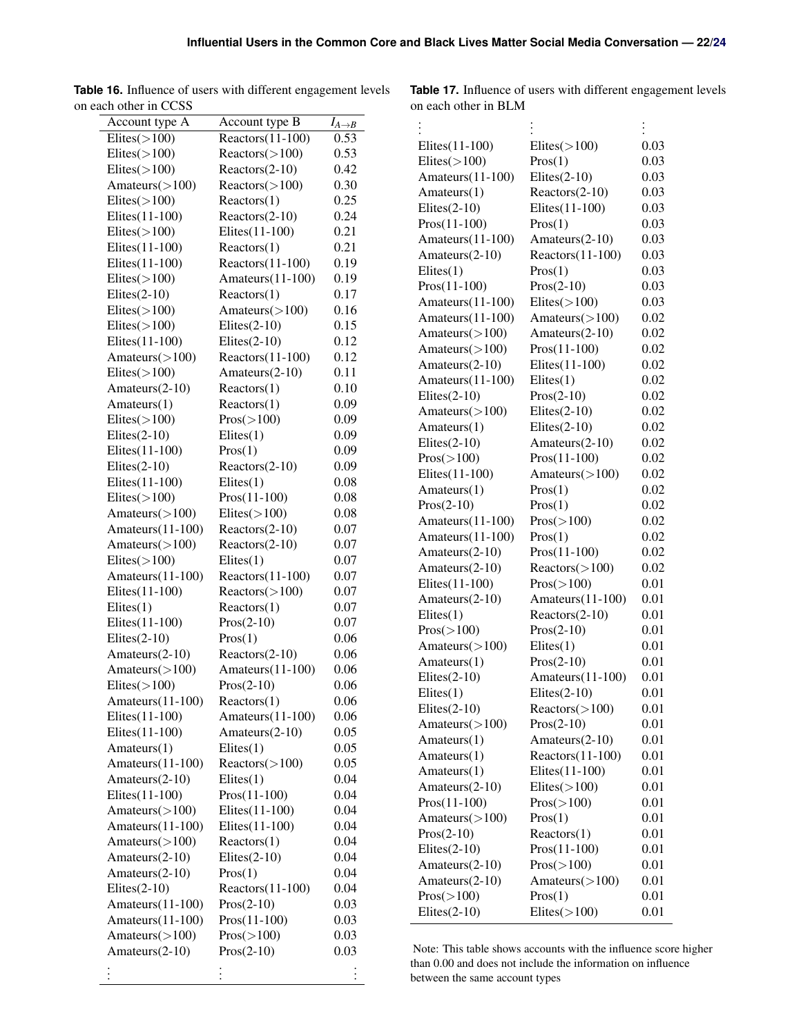**Table 16.** Influence of users with different engagement levels on each other in CCSS

| Account type A | Account type B | $I_{A \to B}$ |
|---|---|---|
| Elites(>100) | Reactors(11-100) | 0.53 |
| Elites(>100) | Reactors(>100) | 0.53 |
| Elites(>100) | Reactors(2-10) | 0.42 |
| Amateurs(>100) | Reactors(>100) | 0.30 |
| Elites(>100) | Reactors(1) | 0.25 |
| Elites(11-100) | Reactors(2-10) | 0.24 |
| Elites(>100) | Elites(11-100) | 0.21 |
| Elites(11-100) | Reactors(1) | 0.21 |
| Elites(11-100) | Reactors(11-100) | 0.19 |
| Elites(>100) | Amateurs(11-100) | 0.19 |
| Elites(2-10) | Reactors(1) | 0.17 |
| Elites(>100) | Amateurs(>100) | 0.16 |
| Elites(>100) | Elites(2-10) | 0.15 |
| Elites(11-100) | Elites(2-10) | 0.12 |
| Amateurs(>100) | Reactors(11-100) | 0.12 |
| Elites(>100) | Amateurs(2-10) | 0.11 |
| Amateurs(2-10) | Reactors(1) | 0.10 |
| Amateurs(1) | Reactors(1) | 0.09 |
| Elites(>100) | Pros(>100) | 0.09 |
| Elites(2-10) | Elites(1) | 0.09 |
| Elites(11-100) | Pros(1) | 0.09 |
| Elites(2-10) | Reactors(2-10) | 0.09 |
| Elites(11-100) | Elites(1) | 0.08 |
| Elites(>100) | Pros(11-100) | 0.08 |
| Amateurs(>100) | Elites(>100) | 0.08 |
| Amateurs(11-100) | Reactors(2-10) | 0.07 |
| Amateurs(>100) | Reactors(2-10) | 0.07 |
| Elites(>100) | Elites(1) | 0.07 |
| Amateurs(11-100) | Reactors(11-100) | 0.07 |
| Elites(11-100) | Reactors(>100) | 0.07 |
| Elites(1) | Reactors(1) | 0.07 |
| Elites(11-100) | Pros(2-10) | 0.07 |
| Elites(2-10) | Pros(1) | 0.06 |
| Amateurs(2-10) | Reactors(2-10) | 0.06 |
| Amateurs(>100) | Amateurs(11-100) | 0.06 |
| Elites(>100) | Pros(2-10) | 0.06 |
| Amateurs(11-100) | Reactors(1) | 0.06 |
| Elites(11-100) | Amateurs(11-100) | 0.06 |
| Elites(11-100) | Amateurs(2-10) | 0.05 |
| Amateurs(1) | Elites(1) | 0.05 |
| Amateurs(11-100) | Reactors(>100) | 0.05 |
| Amateurs(2-10) | Elites(1) | 0.04 |
| Elites(11-100) | Pros(11-100) | 0.04 |
| Amateurs(>100) | Elites(11-100) | 0.04 |
| Amateurs(11-100) | Elites(11-100) | 0.04 |
| Amateurs(>100) | Reactors(1) | 0.04 |
| Amateurs(2-10) | Elites(2-10) | 0.04 |
| Amateurs(2-10) | Pros(1) | 0.04 |
| Elites(2-10) | Reactors(11-100) | 0.04 |
| Amateurs(11-100) | Pros(2-10) | 0.03 |
| Amateurs(11-100) | Pros(11-100) | 0.03 |
| Amateurs(>100) | Pros(>100) | 0.03 |
| Amateurs(2-10) | Pros(2-10) | 0.03 |
| ⋮ | ⋮ | ⋮ |

**Table 17.** Influence of users with different engagement levels on each other in BLM

| ⋮ | ⋮ | ⋮ |
|---|---|---|
| Elites(11-100) | Elites(>100) | 0.03 |
| Elites(>100) | Pros(1) | 0.03 |
| Amateurs(11-100) | Elites(2-10) | 0.03 |
| Amateurs(1) | Reactors(2-10) | 0.03 |
| Elites(2-10) | Elites(11-100) | 0.03 |
| Pros(11-100) | Pros(1) | 0.03 |
| Amateurs(11-100) | Amateurs(2-10) | 0.03 |
| Amateurs(2-10) | Reactors(11-100) | 0.03 |
| Elites(1) | Pros(1) | 0.03 |
| Pros(11-100) | Pros(2-10) | 0.03 |
| Amateurs(11-100) | Elites(>100) | 0.03 |
| Amateurs(11-100) | Amateurs(>100) | 0.02 |
| Amateurs(>100) | Amateurs(2-10) | 0.02 |
| Amateurs(>100) | Pros(11-100) | 0.02 |
| Amateurs(2-10) | Elites(11-100) | 0.02 |
| Amateurs(11-100) | Elites(1) | 0.02 |
| Elites(2-10) | Pros(2-10) | 0.02 |
| Amateurs(>100) | Elites(2-10) | 0.02 |
| Amateurs(1) | Elites(2-10) | 0.02 |
| Elites(2-10) | Amateurs(2-10) | 0.02 |
| Pros(>100) | Pros(11-100) | 0.02 |
| Elites(11-100) | Amateurs(>100) | 0.02 |
| Amateurs(1) | Pros(1) | 0.02 |
| Pros(2-10) | Pros(1) | 0.02 |
| Amateurs(11-100) | Pros(>100) | 0.02 |
| Amateurs(11-100) | Pros(1) | 0.02 |
| Amateurs(2-10) | Pros(11-100) | 0.02 |
| Amateurs(2-10) | Reactors(>100) | 0.02 |
| Elites(11-100) | Pros(>100) | 0.01 |
| Amateurs(2-10) | Amateurs(11-100) | 0.01 |
| Elites(1) | Reactors(2-10) | 0.01 |
| Pros(>100) | Pros(2-10) | 0.01 |
| Amateurs(>100) | Elites(1) | 0.01 |
| Amateurs(1) | Pros(2-10) | 0.01 |
| Elites(2-10) | Amateurs(11-100) | 0.01 |
| Elites(1) | Elites(2-10) | 0.01 |
| Elites(2-10) | Reactors(>100) | 0.01 |
| Amateurs(>100) | Pros(2-10) | 0.01 |
| Amateurs(1) | Amateurs(2-10) | 0.01 |
| Amateurs(1) | Reactors(11-100) | 0.01 |
| Amateurs(1) | Elites(11-100) | 0.01 |
| Amateurs(2-10) | Elites(>100) | 0.01 |
| Pros(11-100) | Pros(>100) | 0.01 |
| Amateurs(>100) | Pros(1) | 0.01 |
| Pros(2-10) | Reactors(1) | 0.01 |
| Elites(2-10) | Pros(11-100) | 0.01 |
| Amateurs(2-10) | Pros(>100) | 0.01 |
| Amateurs(2-10) | Amateurs(>100) | 0.01 |
| Pros(>100) | Pros(1) | 0.01 |
| Elites(2-10) | Elites(>100) | 0.01 |

Note: This table shows accounts with the influence score higher than 0.00 and does not include the information on influence between the same account types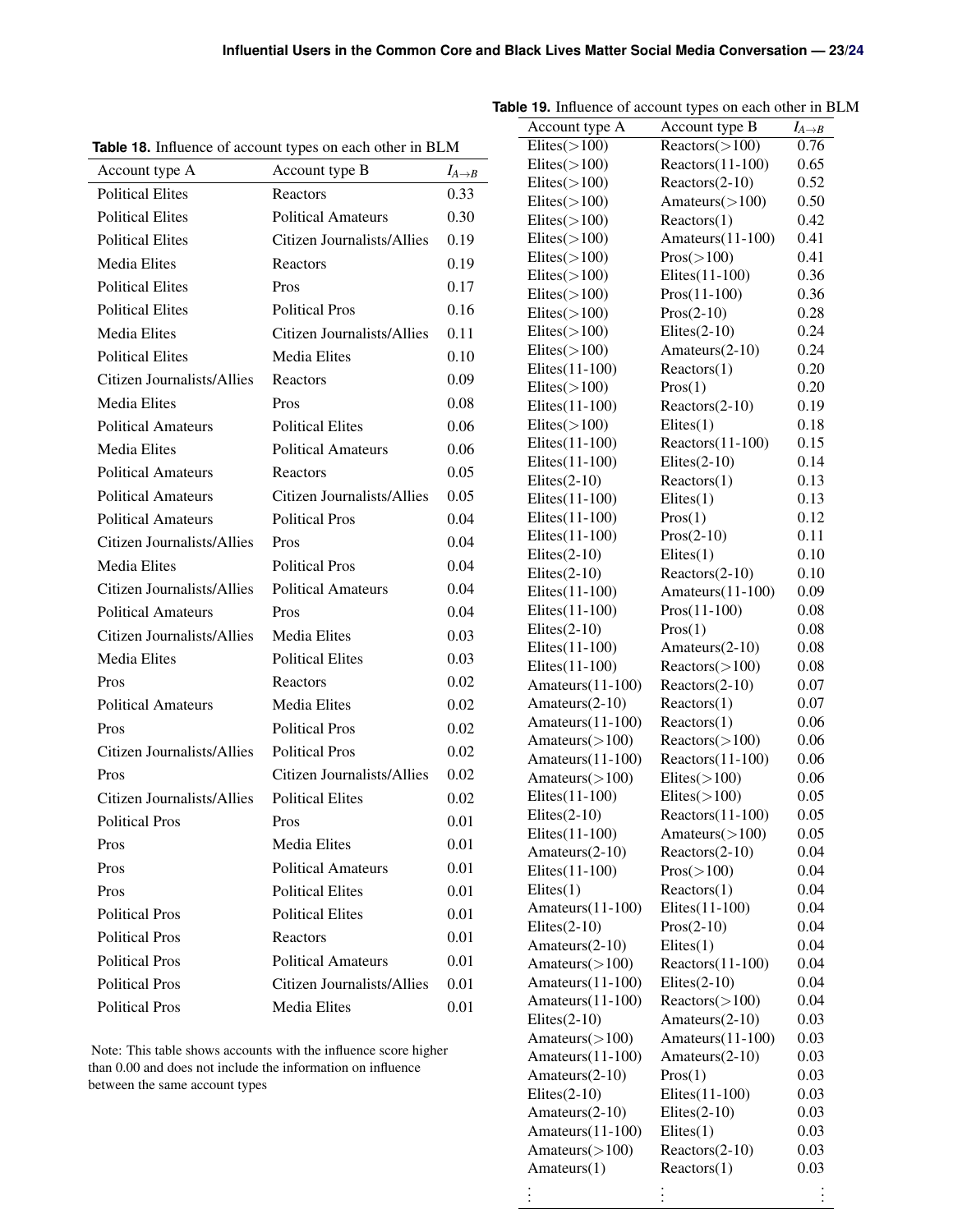**Table 18.** Influence of account types on each other in BLM

| Account type A | Account type B | $I_{A \to B}$ |
|---|---|---|
| Political Elites | Reactors | 0.33 |
| Political Elites | Political Amateurs | 0.30 |
| Political Elites | Citizen Journalists/Allies | 0.19 |
| Media Elites | Reactors | 0.19 |
| Political Elites | Pros | 0.17 |
| Political Elites | Political Pros | 0.16 |
| Media Elites | Citizen Journalists/Allies | 0.11 |
| Political Elites | Media Elites | 0.10 |
| Citizen Journalists/Allies | Reactors | 0.09 |
| Media Elites | Pros | 0.08 |
| Political Amateurs | Political Elites | 0.06 |
| Media Elites | Political Amateurs | 0.06 |
| Political Amateurs | Reactors | 0.05 |
| Political Amateurs | Citizen Journalists/Allies | 0.05 |
| Political Amateurs | Political Pros | 0.04 |
| Citizen Journalists/Allies | Pros | 0.04 |
| Media Elites | Political Pros | 0.04 |
| Citizen Journalists/Allies | Political Amateurs | 0.04 |
| Political Amateurs | Pros | 0.04 |
| Citizen Journalists/Allies | Media Elites | 0.03 |
| Media Elites | Political Elites | 0.03 |
| Pros | Reactors | 0.02 |
| Political Amateurs | Media Elites | 0.02 |
| Pros | Political Pros | 0.02 |
| Citizen Journalists/Allies | Political Pros | 0.02 |
| Pros | Citizen Journalists/Allies | 0.02 |
| Citizen Journalists/Allies | Political Elites | 0.02 |
| Political Pros | Pros | 0.01 |
| Pros | Media Elites | 0.01 |
| Pros | Political Amateurs | 0.01 |
| Pros | Political Elites | 0.01 |
| Political Pros | Political Elites | 0.01 |
| Political Pros | Reactors | 0.01 |
| Political Pros | Political Amateurs | 0.01 |
| Political Pros | Citizen Journalists/Allies | 0.01 |
| Political Pros | Media Elites | 0.01 |

Note: This table shows accounts with the influence score higher than 0.00 and does not include the information on influence between the same account types

**Table 19.** Influence of account types on each other in BLM

| Account type A | Account type B | $I_{A \to B}$ |
|---|---|---|
| Elites(>100) | Reactors(>100) | 0.76 |
| Elites(>100) | Reactors(11-100) | 0.65 |
| Elites(>100) | Reactors(2-10) | 0.52 |
| Elites(>100) | Amateurs(>100) | 0.50 |
| Elites(>100) | Reactors(1) | 0.42 |
| Elites(>100) | Amateurs(11-100) | 0.41 |
| Elites(>100) | Pros(>100) | 0.41 |
| Elites(>100) | Elites(11-100) | 0.36 |
| Elites(>100) | Pros(11-100) | 0.36 |
| Elites(>100) | Pros(2-10) | 0.28 |
| Elites(>100) | Elites(2-10) | 0.24 |
| Elites(>100) | Amateurs(2-10) | 0.24 |
| Elites(11-100) | Reactors(1) | 0.20 |
| Elites(>100) | Pros(1) | 0.20 |
| Elites(11-100) | Reactors(2-10) | 0.19 |
| Elites(>100) | Elites(1) | 0.18 |
| Elites(11-100) | Reactors(11-100) | 0.15 |
| Elites(11-100) | Elites(2-10) | 0.14 |
| Elites(2-10) | Reactors(1) | 0.13 |
| Elites(11-100) | Elites(1) | 0.13 |
| Elites(11-100) | Pros(1) | 0.12 |
| Elites(11-100) | Pros(2-10) | 0.11 |
| Elites(2-10) | Elites(1) | 0.10 |
| Elites(2-10) | Reactors(2-10) | 0.10 |
| Elites(11-100) | Amateurs(11-100) | 0.09 |
| Elites(11-100) | Pros(11-100) | 0.08 |
| Elites(2-10) | Pros(1) | 0.08 |
| Elites(11-100) | Amateurs(2-10) | 0.08 |
| Elites(11-100) | Reactors(>100) | 0.08 |
| Amateurs(11-100) | Reactors(2-10) | 0.07 |
| Amateurs(2-10) | Reactors(1) | 0.07 |
| Amateurs(11-100) | Reactors(1) | 0.06 |
| Amateurs(>100) | Reactors(>100) | 0.06 |
| Amateurs(11-100) | Reactors(11-100) | 0.06 |
| Amateurs(>100) | Elites(>100) | 0.06 |
| Elites(11-100) | Elites(>100) | 0.05 |
| Elites(2-10) | Reactors(11-100) | 0.05 |
| Elites(11-100) | Amateurs(>100) | 0.05 |
| Amateurs(2-10) | Reactors(2-10) | 0.04 |
| Elites(11-100) | Pros(>100) | 0.04 |
| Elites(1) | Reactors(1) | 0.04 |
| Amateurs(11-100) | Elites(11-100) | 0.04 |
| Elites(2-10) | Pros(2-10) | 0.04 |
| Amateurs(2-10) | Elites(1) | 0.04 |
| Amateurs(>100) | Reactors(11-100) | 0.04 |
| Amateurs(11-100) | Elites(2-10) | 0.04 |
| Amateurs(11-100) | Reactors(>100) | 0.04 |
| Elites(2-10) | Amateurs(2-10) | 0.03 |
| Amateurs(>100) | Amateurs(11-100) | 0.03 |
| Amateurs(11-100) | Amateurs(2-10) | 0.03 |
| Amateurs(2-10) | Pros(1) | 0.03 |
| Elites(2-10) | Elites(11-100) | 0.03 |
| Amateurs(2-10) | Elites(2-10) | 0.03 |
| Amateurs(11-100) | Elites(1) | 0.03 |
| Amateurs(>100) | Reactors(2-10) | 0.03 |
| Amateurs(1) | Reactors(1) | 0.03 |
| ⋮ | ⋮ | ⋮ |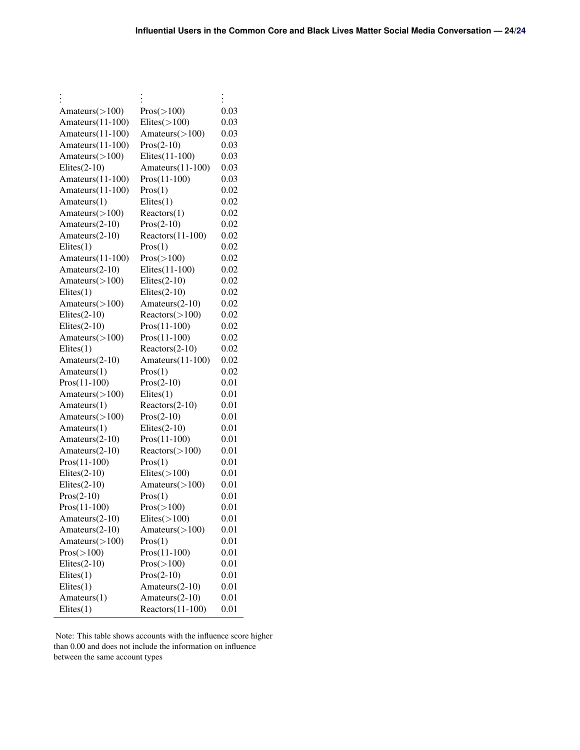| | | |
|---|---|---|
| ⋮ | ⋮ | ⋮ |
| Amateurs(>100) | Pros(>100) | 0.03 |
| Amateurs(11-100) | Elites(>100) | 0.03 |
| Amateurs(11-100) | Amateurs(>100) | 0.03 |
| Amateurs(11-100) | Pros(2-10) | 0.03 |
| Amateurs(>100) | Elites(11-100) | 0.03 |
| Elites(2-10) | Amateurs(11-100) | 0.03 |
| Amateurs(11-100) | Pros(11-100) | 0.03 |
| Amateurs(11-100) | Pros(1) | 0.02 |
| Amateurs(1) | Elites(1) | 0.02 |
| Amateurs(>100) | Reactors(1) | 0.02 |
| Amateurs(2-10) | Pros(2-10) | 0.02 |
| Amateurs(2-10) | Reactors(11-100) | 0.02 |
| Elites(1) | Pros(1) | 0.02 |
| Amateurs(11-100) | Pros(>100) | 0.02 |
| Amateurs(2-10) | Elites(11-100) | 0.02 |
| Amateurs(>100) | Elites(2-10) | 0.02 |
| Elites(1) | Elites(2-10) | 0.02 |
| Amateurs(>100) | Amateurs(2-10) | 0.02 |
| Elites(2-10) | Reactors(>100) | 0.02 |
| Elites(2-10) | Pros(11-100) | 0.02 |
| Amateurs(>100) | Pros(11-100) | 0.02 |
| Elites(1) | Reactors(2-10) | 0.02 |
| Amateurs(2-10) | Amateurs(11-100) | 0.02 |
| Amateurs(1) | Pros(1) | 0.02 |
| Pros(11-100) | Pros(2-10) | 0.01 |
| Amateurs(>100) | Elites(1) | 0.01 |
| Amateurs(1) | Reactors(2-10) | 0.01 |
| Amateurs(>100) | Pros(2-10) | 0.01 |
| Amateurs(1) | Elites(2-10) | 0.01 |
| Amateurs(2-10) | Pros(11-100) | 0.01 |
| Amateurs(2-10) | Reactors(>100) | 0.01 |
| Pros(11-100) | Pros(1) | 0.01 |
| Elites(2-10) | Elites(>100) | 0.01 |
| Elites(2-10) | Amateurs(>100) | 0.01 |
| Pros(2-10) | Pros(1) | 0.01 |
| Pros(11-100) | Pros(>100) | 0.01 |
| Amateurs(2-10) | Elites(>100) | 0.01 |
| Amateurs(2-10) | Amateurs(>100) | 0.01 |
| Amateurs(>100) | Pros(1) | 0.01 |
| Pros(>100) | Pros(11-100) | 0.01 |
| Elites(2-10) | Pros(>100) | 0.01 |
| Elites(1) | Pros(2-10) | 0.01 |
| Elites(1) | Amateurs(2-10) | 0.01 |
| Amateurs(1) | Amateurs(2-10) | 0.01 |
| Elites(1) | Reactors(11-100) | 0.01 |

Note: This table shows accounts with the influence score higher than 0.00 and does not include the information on influence between the same account types